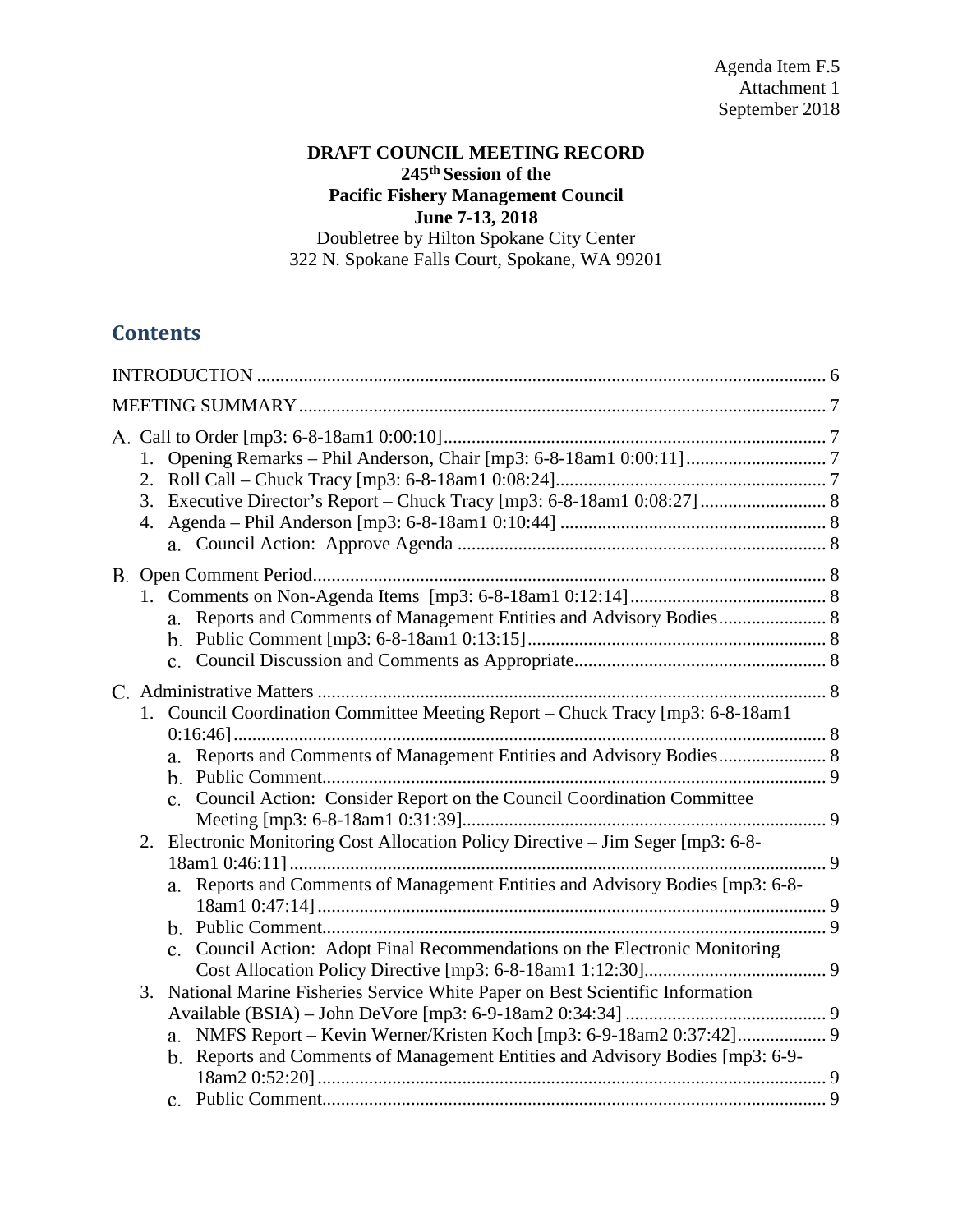Agenda Item F.5
Attachment 1
September 2018

**DRAFT COUNCIL MEETING RECORD**
**245th Session of the**
**Pacific Fishery Management Council**
**June 7-13, 2018**
Doubletree by Hilton Spokane City Center
322 N. Spokane Falls Court, Spokane, WA 99201

## Contents

INTRODUCTION ........................................................................................................... 6

MEETING SUMMARY .................................................................................................. 7

A. Call to Order [mp3: 6-8-18am1 0:00:10] ................................................................... 7
  1. Opening Remarks – Phil Anderson, Chair [mp3: 6-8-18am1 0:00:11] ............................. 7
  2. Roll Call – Chuck Tracy [mp3: 6-8-18am1 0:08:24] ......................................................... 7
  3. Executive Director's Report – Chuck Tracy [mp3: 6-8-18am1 0:08:27] .......................... 8
  4. Agenda – Phil Anderson [mp3: 6-8-18am1 0:10:44] ........................................................ 8
    a. Council Action: Approve Agenda .............................................................................. 8

B. Open Comment Period ................................................................................................ 8
  1. Comments on Non-Agenda Items [mp3: 6-8-18am1 0:12:14] .......................................... 8
    a. Reports and Comments of Management Entities and Advisory Bodies ....................... 8
    b. Public Comment [mp3: 6-8-18am1 0:13:15] ................................................................ 8
    c. Council Discussion and Comments as Appropriate ...................................................... 8

C. Administrative Matters ................................................................................................ 8
  1. Council Coordination Committee Meeting Report – Chuck Tracy [mp3: 6-8-18am1 0:16:46] ............................................................................................................................. 8
    a. Reports and Comments of Management Entities and Advisory Bodies ....................... 8
    b. Public Comment ........................................................................................................... 9
    c. Council Action: Consider Report on the Council Coordination Committee Meeting [mp3: 6-8-18am1 0:31:39] ............................................................................. 9
  2. Electronic Monitoring Cost Allocation Policy Directive – Jim Seger [mp3: 6-8-18am1 0:46:11] ................................................................................................................. 9
    a. Reports and Comments of Management Entities and Advisory Bodies [mp3: 6-8-18am1 0:47:14] ............................................................................................................ 9
    b. Public Comment ........................................................................................................... 9
    c. Council Action: Adopt Final Recommendations on the Electronic Monitoring Cost Allocation Policy Directive [mp3: 6-8-18am1 1:12:30] ....................................... 9
  3. National Marine Fisheries Service White Paper on Best Scientific Information Available (BSIA) – John DeVore [mp3: 6-9-18am2 0:34:34] ........................................... 9
    a. NMFS Report – Kevin Werner/Kristen Koch [mp3: 6-9-18am2 0:37:42] ................... 9
    b. Reports and Comments of Management Entities and Advisory Bodies [mp3: 6-9-18am2 0:52:20] ............................................................................................................ 9
    c. Public Comment ........................................................................................................... 9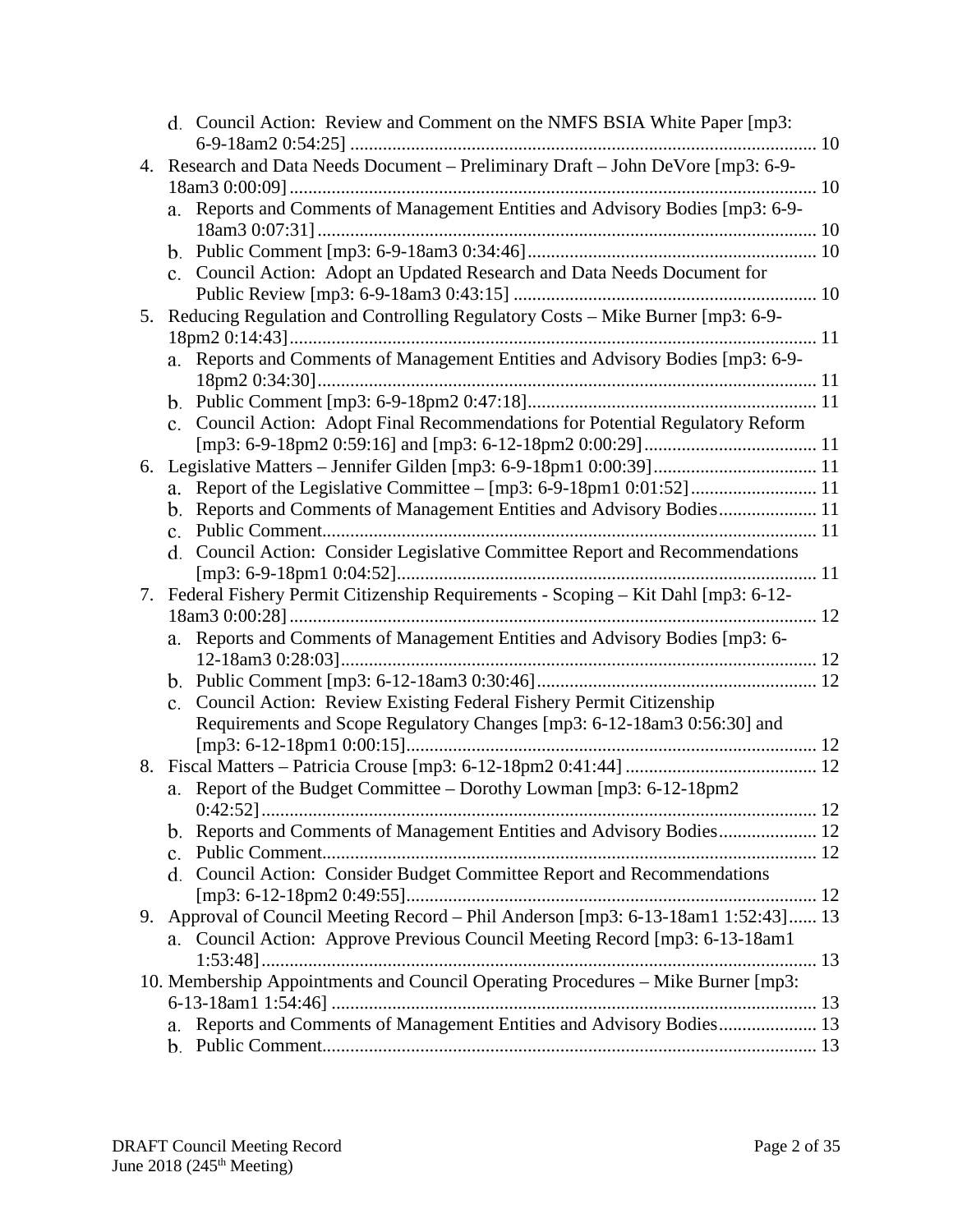- d. Council Action: Review and Comment on the NMFS BSIA White Paper [mp3: 6-9-18am2 0:54:25] .................................................................................................... 10

4. Research and Data Needs Document – Preliminary Draft – John DeVore [mp3: 6-9-18am3 0:00:09] ................................................................................................................. 10
   - a. Reports and Comments of Management Entities and Advisory Bodies [mp3: 6-9-18am3 0:07:31] ........................................................................................................... 10
   - b. Public Comment [mp3: 6-9-18am3 0:34:46] ............................................................. 10
   - c. Council Action: Adopt an Updated Research and Data Needs Document for Public Review [mp3: 6-9-18am3 0:43:15] ................................................................. 10

5. Reducing Regulation and Controlling Regulatory Costs – Mike Burner [mp3: 6-9-18pm2 0:14:43] ................................................................................................................. 11
   - a. Reports and Comments of Management Entities and Advisory Bodies [mp3: 6-9-18pm2 0:34:30] ........................................................................................................... 11
   - b. Public Comment [mp3: 6-9-18pm2 0:47:18] ............................................................. 11
   - c. Council Action: Adopt Final Recommendations for Potential Regulatory Reform [mp3: 6-9-18pm2 0:59:16] and [mp3: 6-12-18pm2 0:00:29] ..................................... 11

6. Legislative Matters – Jennifer Gilden [mp3: 6-9-18pm1 0:00:39] ................................... 11
   - a. Report of the Legislative Committee – [mp3: 6-9-18pm1 0:01:52] ........................... 11
   - b. Reports and Comments of Management Entities and Advisory Bodies ..................... 11
   - c. Public Comment .......................................................................................................... 11
   - d. Council Action: Consider Legislative Committee Report and Recommendations [mp3: 6-9-18pm1 0:04:52] .......................................................................................... 11

7. Federal Fishery Permit Citizenship Requirements - Scoping – Kit Dahl [mp3: 6-12-18am3 0:00:28] ................................................................................................................. 12
   - a. Reports and Comments of Management Entities and Advisory Bodies [mp3: 6-12-18am3 0:28:03] ...................................................................................................... 12
   - b. Public Comment [mp3: 6-12-18am3 0:30:46] ........................................................... 12
   - c. Council Action: Review Existing Federal Fishery Permit Citizenship Requirements and Scope Regulatory Changes [mp3: 6-12-18am3 0:56:30] and [mp3: 6-12-18pm1 0:00:15] ....................................................................................... 12

8. Fiscal Matters – Patricia Crouse [mp3: 6-12-18pm2 0:41:44] ......................................... 12
   - a. Report of the Budget Committee – Dorothy Lowman [mp3: 6-12-18pm2 0:42:52] ....................................................................................................................... 12
   - b. Reports and Comments of Management Entities and Advisory Bodies ..................... 12
   - c. Public Comment .......................................................................................................... 12
   - d. Council Action: Consider Budget Committee Report and Recommendations [mp3: 6-12-18pm2 0:49:55] ........................................................................................ 12

9. Approval of Council Meeting Record – Phil Anderson [mp3: 6-13-18am1 1:52:43] ...... 13
   - a. Council Action: Approve Previous Council Meeting Record [mp3: 6-13-18am1 1:53:48] ....................................................................................................................... 13

10. Membership Appointments and Council Operating Procedures – Mike Burner [mp3: 6-13-18am1 1:54:46] ........................................................................................................ 13
    - a. Reports and Comments of Management Entities and Advisory Bodies ..................... 13
    - b. Public Comment .......................................................................................................... 13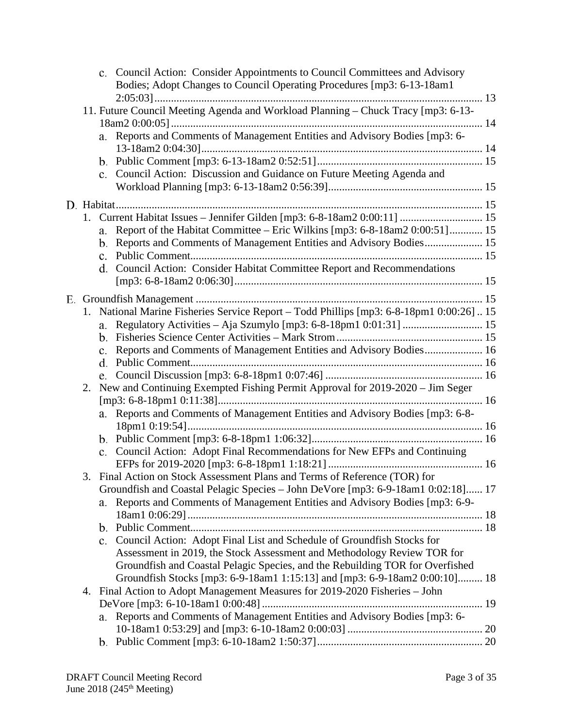c. Council Action: Consider Appointments to Council Committees and Advisory Bodies; Adopt Changes to Council Operating Procedures [mp3: 6-13-18am1 2:05:03] ..... 13

11. Future Council Meeting Agenda and Workload Planning – Chuck Tracy [mp3: 6-13-18am2 0:00:05] ..... 14
    a. Reports and Comments of Management Entities and Advisory Bodies [mp3: 6-13-18am2 0:04:30] ..... 14
    b. Public Comment [mp3: 6-13-18am2 0:52:51] ..... 15
    c. Council Action: Discussion and Guidance on Future Meeting Agenda and Workload Planning [mp3: 6-13-18am2 0:56:39] ..... 15

D. Habitat ..... 15
1. Current Habitat Issues – Jennifer Gilden [mp3: 6-8-18am2 0:00:11] ..... 15
    a. Report of the Habitat Committee – Eric Wilkins [mp3: 6-8-18am2 0:00:51] ..... 15
    b. Reports and Comments of Management Entities and Advisory Bodies ..... 15
    c. Public Comment ..... 15
    d. Council Action: Consider Habitat Committee Report and Recommendations [mp3: 6-8-18am2 0:06:30] ..... 15

E. Groundfish Management ..... 15
1. National Marine Fisheries Service Report – Todd Phillips [mp3: 6-8-18pm1 0:00:26] .. 15
    a. Regulatory Activities – Aja Szumylo [mp3: 6-8-18pm1 0:01:31] ..... 15
    b. Fisheries Science Center Activities – Mark Strom ..... 15
    c. Reports and Comments of Management Entities and Advisory Bodies ..... 16
    d. Public Comment ..... 16
    e. Council Discussion [mp3: 6-8-18pm1 0:07:46] ..... 16
2. New and Continuing Exempted Fishing Permit Approval for 2019-2020 – Jim Seger [mp3: 6-8-18pm1 0:11:38] ..... 16
    a. Reports and Comments of Management Entities and Advisory Bodies [mp3: 6-8-18pm1 0:19:54] ..... 16
    b. Public Comment [mp3: 6-8-18pm1 1:06:32] ..... 16
    c. Council Action: Adopt Final Recommendations for New EFPs and Continuing EFPs for 2019-2020 [mp3: 6-8-18pm1 1:18:21] ..... 16
3. Final Action on Stock Assessment Plans and Terms of Reference (TOR) for Groundfish and Coastal Pelagic Species – John DeVore [mp3: 6-9-18am1 0:02:18] ...... 17
    a. Reports and Comments of Management Entities and Advisory Bodies [mp3: 6-9-18am1 0:06:29] ..... 18
    b. Public Comment ..... 18
    c. Council Action: Adopt Final List and Schedule of Groundfish Stocks for Assessment in 2019, the Stock Assessment and Methodology Review TOR for Groundfish and Coastal Pelagic Species, and the Rebuilding TOR for Overfished Groundfish Stocks [mp3: 6-9-18am1 1:15:13] and [mp3: 6-9-18am2 0:00:10] ......... 18
4. Final Action to Adopt Management Measures for 2019-2020 Fisheries – John DeVore [mp3: 6-10-18am1 0:00:48] ..... 19
    a. Reports and Comments of Management Entities and Advisory Bodies [mp3: 6-10-18am1 0:53:29] and [mp3: 6-10-18am2 0:00:03] ..... 20
    b. Public Comment [mp3: 6-10-18am2 1:50:37] ..... 20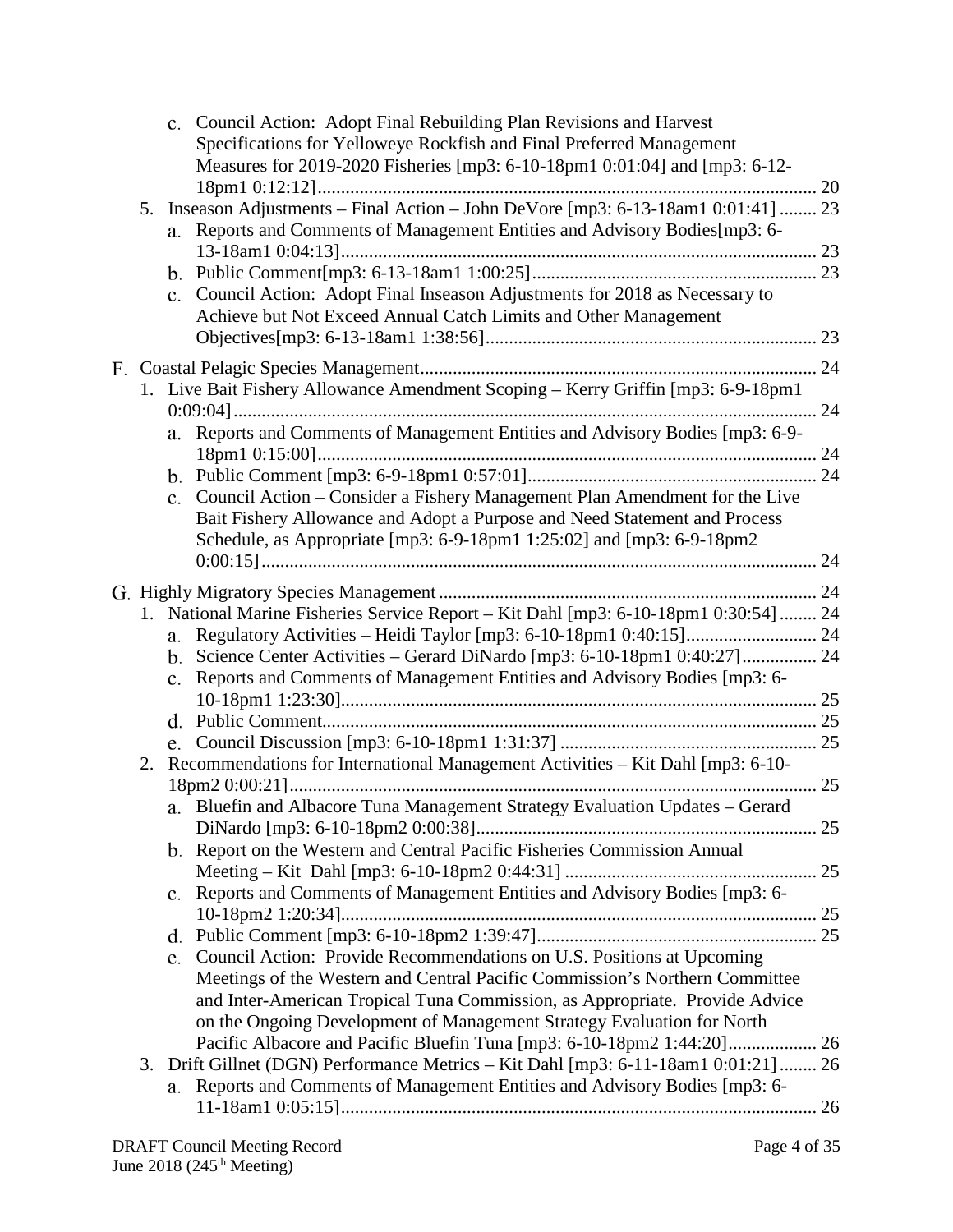- c. Council Action: Adopt Final Rebuilding Plan Revisions and Harvest Specifications for Yelloweye Rockfish and Final Preferred Management Measures for 2019-2020 Fisheries [mp3: 6-10-18pm1 0:01:04] and [mp3: 6-12-18pm1 0:12:12]........................................................................................................... 20

5. Inseason Adjustments – Final Action – John DeVore [mp3: 6-13-18am1 0:01:41] ........ 23
   - a. Reports and Comments of Management Entities and Advisory Bodies[mp3: 6-13-18am1 0:04:13]..................................................................................................... 23
   - b. Public Comment[mp3: 6-13-18am1 1:00:25]............................................................ 23
   - c. Council Action: Adopt Final Inseason Adjustments for 2018 as Necessary to Achieve but Not Exceed Annual Catch Limits and Other Management Objectives[mp3: 6-13-18am1 1:38:56]...................................................................... 23

F. Coastal Pelagic Species Management.................................................................................... 24

1. Live Bait Fishery Allowance Amendment Scoping – Kerry Griffin [mp3: 6-9-18pm1 0:09:04]........................................................................................................................... 24
   - a. Reports and Comments of Management Entities and Advisory Bodies [mp3: 6-9-18pm1 0:15:00].......................................................................................................... 24
   - b. Public Comment [mp3: 6-9-18pm1 0:57:01]............................................................. 24
   - c. Council Action – Consider a Fishery Management Plan Amendment for the Live Bait Fishery Allowance and Adopt a Purpose and Need Statement and Process Schedule, as Appropriate [mp3: 6-9-18pm1 1:25:02] and [mp3: 6-9-18pm2 0:00:15]..................................................................................................................... 24

G. Highly Migratory Species Management................................................................................ 24

1. National Marine Fisheries Service Report – Kit Dahl [mp3: 6-10-18pm1 0:30:54]........ 24
   - a. Regulatory Activities – Heidi Taylor [mp3: 6-10-18pm1 0:40:15]............................ 24
   - b. Science Center Activities – Gerard DiNardo [mp3: 6-10-18pm1 0:40:27]................ 24
   - c. Reports and Comments of Management Entities and Advisory Bodies [mp3: 6-10-18pm1 1:23:30]..................................................................................................... 25
   - d. Public Comment......................................................................................................... 25
   - e. Council Discussion [mp3: 6-10-18pm1 1:31:37] ....................................................... 25

2. Recommendations for International Management Activities – Kit Dahl [mp3: 6-10-18pm2 0:00:21]................................................................................................................ 25
   - a. Bluefin and Albacore Tuna Management Strategy Evaluation Updates – Gerard DiNardo [mp3: 6-10-18pm2 0:00:38]......................................................................... 25
   - b. Report on the Western and Central Pacific Fisheries Commission Annual Meeting – Kit Dahl [mp3: 6-10-18pm2 0:44:31] ...................................................... 25
   - c. Reports and Comments of Management Entities and Advisory Bodies [mp3: 6-10-18pm2 1:20:34]..................................................................................................... 25
   - d. Public Comment [mp3: 6-10-18pm2 1:39:47]........................................................... 25
   - e. Council Action: Provide Recommendations on U.S. Positions at Upcoming Meetings of the Western and Central Pacific Commission's Northern Committee and Inter-American Tropical Tuna Commission, as Appropriate. Provide Advice on the Ongoing Development of Management Strategy Evaluation for North Pacific Albacore and Pacific Bluefin Tuna [mp3: 6-10-18pm2 1:44:20]................... 26

3. Drift Gillnet (DGN) Performance Metrics – Kit Dahl [mp3: 6-11-18am1 0:01:21]........ 26
   - a. Reports and Comments of Management Entities and Advisory Bodies [mp3: 6-11-18am1 0:05:15]..................................................................................................... 26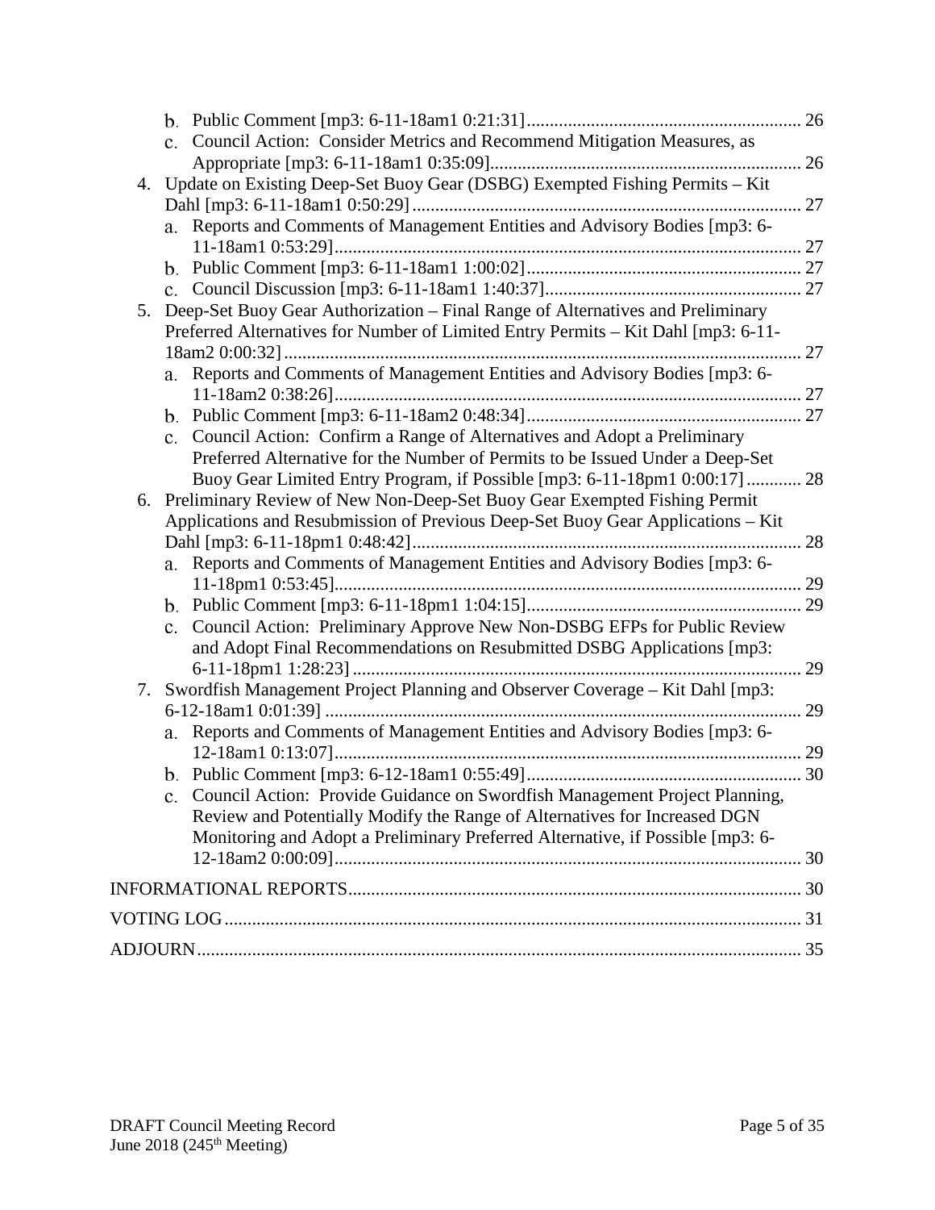b. Public Comment [mp3: 6-11-18am1 0:21:31] ........................................................... 26
   c. Council Action: Consider Metrics and Recommend Mitigation Measures, as Appropriate [mp3: 6-11-18am1 0:35:09]................................................................... 26

4. Update on Existing Deep-Set Buoy Gear (DSBG) Exempted Fishing Permits – Kit Dahl [mp3: 6-11-18am1 0:50:29] .................................................................................... 27
   a. Reports and Comments of Management Entities and Advisory Bodies [mp3: 6-11-18am1 0:53:29]..................................................................................................... 27
   b. Public Comment [mp3: 6-11-18am1 1:00:02] ........................................................... 27
   c. Council Discussion [mp3: 6-11-18am1 1:40:37]........................................................ 27

5. Deep-Set Buoy Gear Authorization – Final Range of Alternatives and Preliminary Preferred Alternatives for Number of Limited Entry Permits – Kit Dahl [mp3: 6-11-18am2 0:00:32] ................................................................................................................ 27
   a. Reports and Comments of Management Entities and Advisory Bodies [mp3: 6-11-18am2 0:38:26]..................................................................................................... 27
   b. Public Comment [mp3: 6-11-18am2 0:48:34] ........................................................... 27
   c. Council Action: Confirm a Range of Alternatives and Adopt a Preliminary Preferred Alternative for the Number of Permits to be Issued Under a Deep-Set Buoy Gear Limited Entry Program, if Possible [mp3: 6-11-18pm1 0:00:17] ............ 28

6. Preliminary Review of New Non-Deep-Set Buoy Gear Exempted Fishing Permit Applications and Resubmission of Previous Deep-Set Buoy Gear Applications – Kit Dahl [mp3: 6-11-18pm1 0:48:42].................................................................................... 28
   a. Reports and Comments of Management Entities and Advisory Bodies [mp3: 6-11-18pm1 0:53:45]..................................................................................................... 29
   b. Public Comment [mp3: 6-11-18pm1 1:04:15]........................................................... 29
   c. Council Action: Preliminary Approve New Non-DSBG EFPs for Public Review and Adopt Final Recommendations on Resubmitted DSBG Applications [mp3: 6-11-18pm1 1:28:23] ................................................................................................. 29

7. Swordfish Management Project Planning and Observer Coverage – Kit Dahl [mp3: 6-12-18am1 0:01:39] ....................................................................................................... 29
   a. Reports and Comments of Management Entities and Advisory Bodies [mp3: 6-12-18am1 0:13:07]..................................................................................................... 29
   b. Public Comment [mp3: 6-12-18am1 0:55:49]............................................................ 30
   c. Council Action: Provide Guidance on Swordfish Management Project Planning, Review and Potentially Modify the Range of Alternatives for Increased DGN Monitoring and Adopt a Preliminary Preferred Alternative, if Possible [mp3: 6-12-18am2 0:00:09]..................................................................................................... 30

INFORMATIONAL REPORTS.................................................................................................. 30

VOTING LOG............................................................................................................................. 31

ADJOURN................................................................................................................................... 35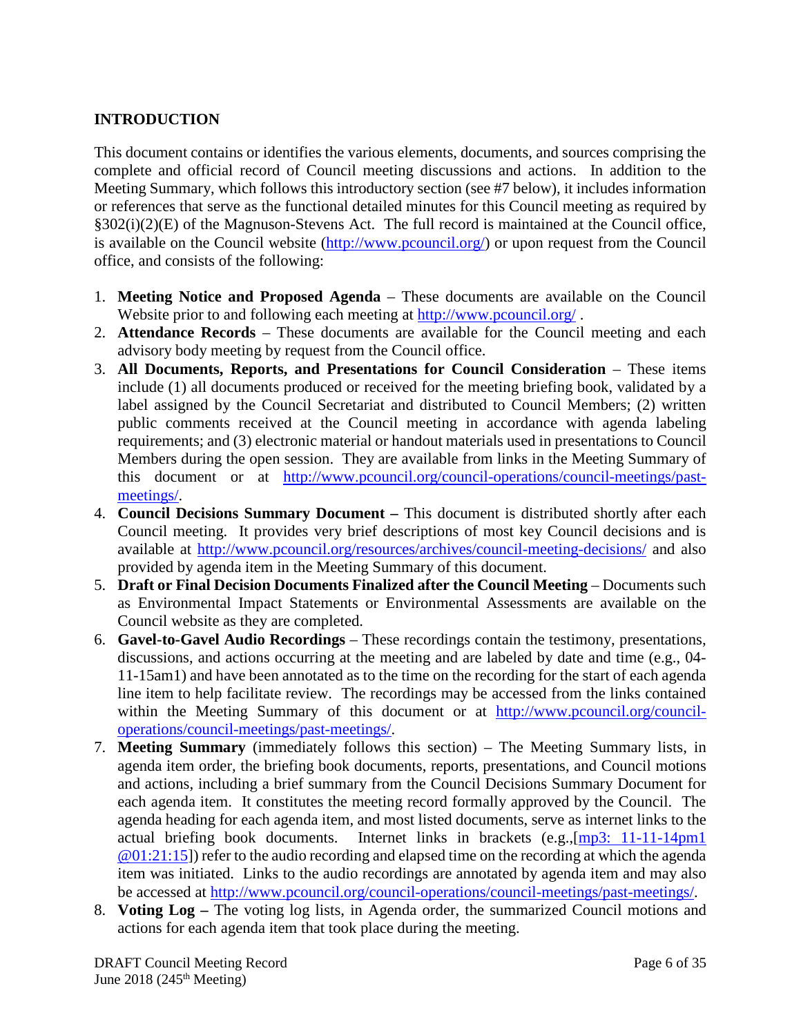## INTRODUCTION

This document contains or identifies the various elements, documents, and sources comprising the complete and official record of Council meeting discussions and actions. In addition to the Meeting Summary, which follows this introductory section (see #7 below), it includes information or references that serve as the functional detailed minutes for this Council meeting as required by §302(i)(2)(E) of the Magnuson-Stevens Act. The full record is maintained at the Council office, is available on the Council website (http://www.pcouncil.org/) or upon request from the Council office, and consists of the following:

1. **Meeting Notice and Proposed Agenda** – These documents are available on the Council Website prior to and following each meeting at http://www.pcouncil.org/ .
2. **Attendance Records** – These documents are available for the Council meeting and each advisory body meeting by request from the Council office.
3. **All Documents, Reports, and Presentations for Council Consideration** – These items include (1) all documents produced or received for the meeting briefing book, validated by a label assigned by the Council Secretariat and distributed to Council Members; (2) written public comments received at the Council meeting in accordance with agenda labeling requirements; and (3) electronic material or handout materials used in presentations to Council Members during the open session. They are available from links in the Meeting Summary of this document or at http://www.pcouncil.org/council-operations/council-meetings/past-meetings/.
4. **Council Decisions Summary Document –** This document is distributed shortly after each Council meeting. It provides very brief descriptions of most key Council decisions and is available at http://www.pcouncil.org/resources/archives/council-meeting-decisions/ and also provided by agenda item in the Meeting Summary of this document.
5. **Draft or Final Decision Documents Finalized after the Council Meeting** – Documents such as Environmental Impact Statements or Environmental Assessments are available on the Council website as they are completed.
6. **Gavel-to-Gavel Audio Recordings** – These recordings contain the testimony, presentations, discussions, and actions occurring at the meeting and are labeled by date and time (e.g., 04-11-15am1) and have been annotated as to the time on the recording for the start of each agenda line item to help facilitate review. The recordings may be accessed from the links contained within the Meeting Summary of this document or at http://www.pcouncil.org/council-operations/council-meetings/past-meetings/.
7. **Meeting Summary** (immediately follows this section) – The Meeting Summary lists, in agenda item order, the briefing book documents, reports, presentations, and Council motions and actions, including a brief summary from the Council Decisions Summary Document for each agenda item. It constitutes the meeting record formally approved by the Council. The agenda heading for each agenda item, and most listed documents, serve as internet links to the actual briefing book documents. Internet links in brackets (e.g.,[mp3: 11-11-14pm1 @01:21:15]) refer to the audio recording and elapsed time on the recording at which the agenda item was initiated. Links to the audio recordings are annotated by agenda item and may also be accessed at http://www.pcouncil.org/council-operations/council-meetings/past-meetings/.
8. **Voting Log –** The voting log lists, in Agenda order, the summarized Council motions and actions for each agenda item that took place during the meeting.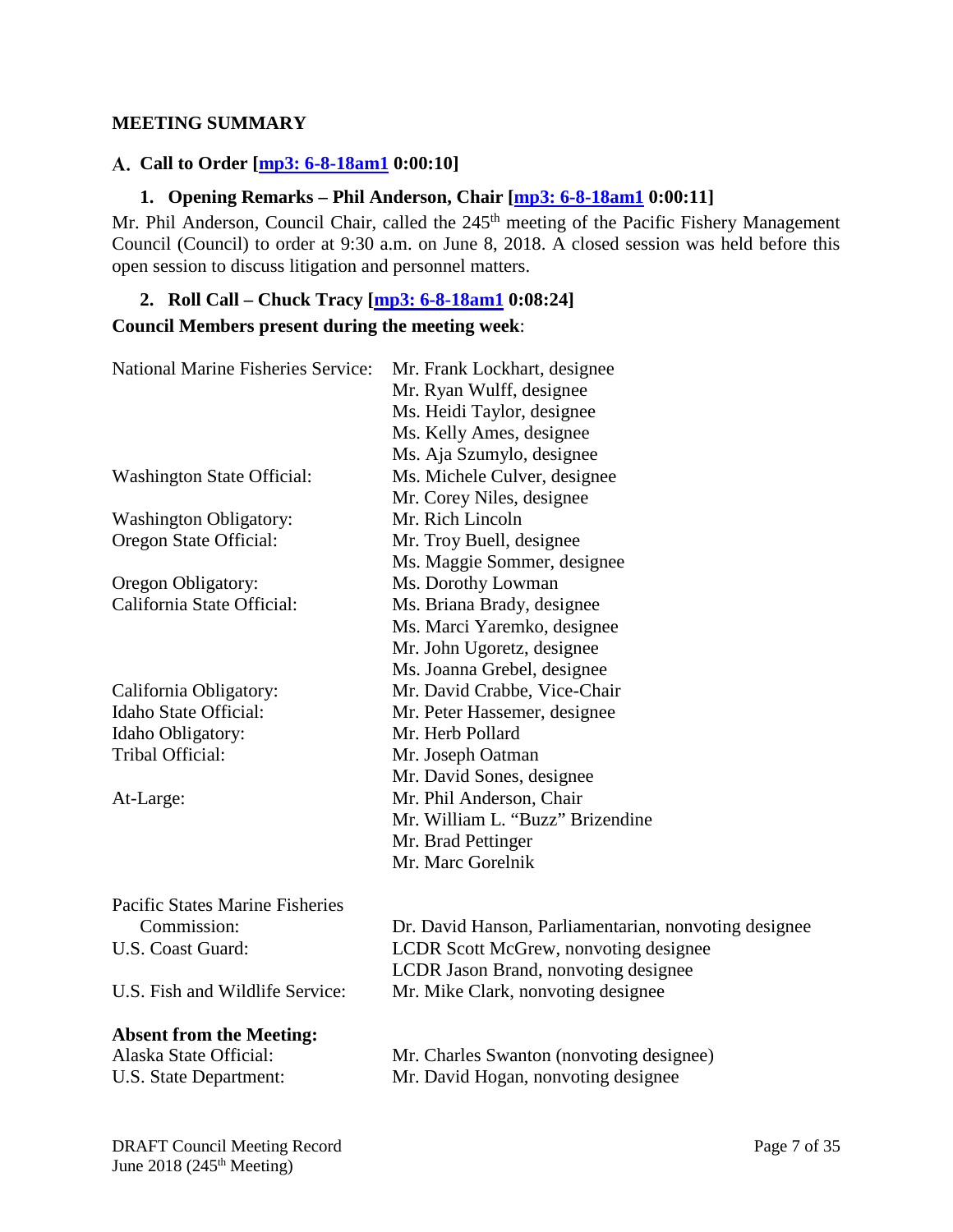## MEETING SUMMARY

### A. Call to Order [mp3: 6-8-18am1 0:00:10]

#### 1. Opening Remarks – Phil Anderson, Chair [mp3: 6-8-18am1 0:00:11]

Mr. Phil Anderson, Council Chair, called the 245th meeting of the Pacific Fishery Management Council (Council) to order at 9:30 a.m. on June 8, 2018. A closed session was held before this open session to discuss litigation and personnel matters.

#### 2. Roll Call – Chuck Tracy [mp3: 6-8-18am1 0:08:24]

**Council Members present during the meeting week**:

| | |
|---|---|
| National Marine Fisheries Service: | Mr. Frank Lockhart, designee |
| | Mr. Ryan Wulff, designee |
| | Ms. Heidi Taylor, designee |
| | Ms. Kelly Ames, designee |
| | Ms. Aja Szumylo, designee |
| Washington State Official: | Ms. Michele Culver, designee |
| | Mr. Corey Niles, designee |
| Washington Obligatory: | Mr. Rich Lincoln |
| Oregon State Official: | Mr. Troy Buell, designee |
| | Ms. Maggie Sommer, designee |
| Oregon Obligatory: | Ms. Dorothy Lowman |
| California State Official: | Ms. Briana Brady, designee |
| | Ms. Marci Yaremko, designee |
| | Mr. John Ugoretz, designee |
| | Ms. Joanna Grebel, designee |
| California Obligatory: | Mr. David Crabbe, Vice-Chair |
| Idaho State Official: | Mr. Peter Hassemer, designee |
| Idaho Obligatory: | Mr. Herb Pollard |
| Tribal Official: | Mr. Joseph Oatman |
| | Mr. David Sones, designee |
| At-Large: | Mr. Phil Anderson, Chair |
| | Mr. William L. "Buzz" Brizendine |
| | Mr. Brad Pettinger |
| | Mr. Marc Gorelnik |
| Pacific States Marine Fisheries Commission: | Dr. David Hanson, Parliamentarian, nonvoting designee |
| U.S. Coast Guard: | LCDR Scott McGrew, nonvoting designee |
| | LCDR Jason Brand, nonvoting designee |
| U.S. Fish and Wildlife Service: | Mr. Mike Clark, nonvoting designee |

**Absent from the Meeting:**

| | |
|---|---|
| Alaska State Official: | Mr. Charles Swanton (nonvoting designee) |
| U.S. State Department: | Mr. David Hogan, nonvoting designee |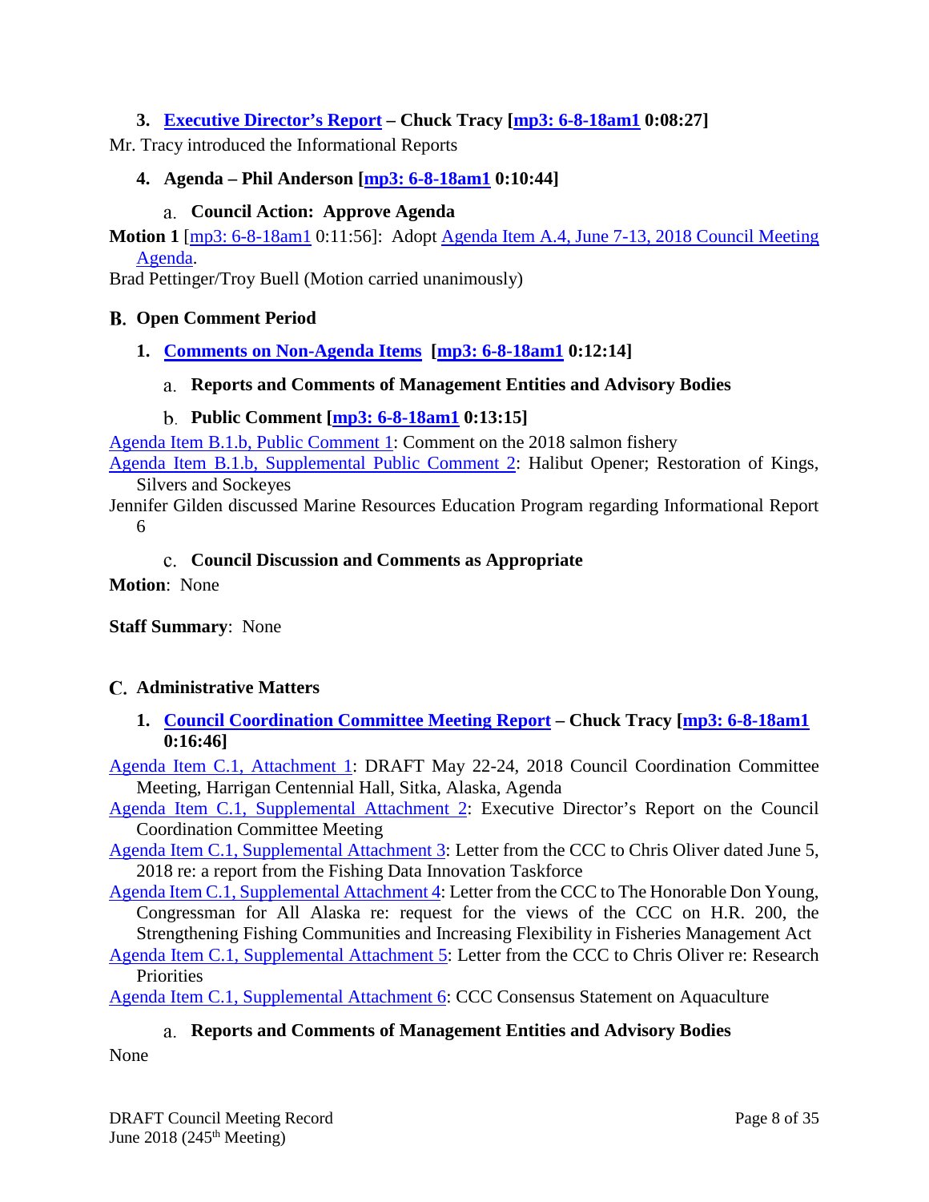### 3. Executive Director's Report – Chuck Tracy [mp3: 6-8-18am1 0:08:27]

Mr. Tracy introduced the Informational Reports

### 4. Agenda – Phil Anderson [mp3: 6-8-18am1 0:10:44]

#### a. Council Action: Approve Agenda

**Motion 1** [mp3: 6-8-18am1 0:11:56]: Adopt Agenda Item A.4, June 7-13, 2018 Council Meeting Agenda.

Brad Pettinger/Troy Buell (Motion carried unanimously)

## B. Open Comment Period

### 1. Comments on Non-Agenda Items [mp3: 6-8-18am1 0:12:14]

#### a. Reports and Comments of Management Entities and Advisory Bodies

#### b. Public Comment [mp3: 6-8-18am1 0:13:15]

Agenda Item B.1.b, Public Comment 1: Comment on the 2018 salmon fishery

Agenda Item B.1.b, Supplemental Public Comment 2: Halibut Opener; Restoration of Kings, Silvers and Sockeyes

Jennifer Gilden discussed Marine Resources Education Program regarding Informational Report 6

#### c. Council Discussion and Comments as Appropriate

**Motion**: None

**Staff Summary**: None

## C. Administrative Matters

### 1. Council Coordination Committee Meeting Report – Chuck Tracy [mp3: 6-8-18am1 0:16:46]

Agenda Item C.1, Attachment 1: DRAFT May 22-24, 2018 Council Coordination Committee Meeting, Harrigan Centennial Hall, Sitka, Alaska, Agenda

Agenda Item C.1, Supplemental Attachment 2: Executive Director's Report on the Council Coordination Committee Meeting

Agenda Item C.1, Supplemental Attachment 3: Letter from the CCC to Chris Oliver dated June 5, 2018 re: a report from the Fishing Data Innovation Taskforce

Agenda Item C.1, Supplemental Attachment 4: Letter from the CCC to The Honorable Don Young, Congressman for All Alaska re: request for the views of the CCC on H.R. 200, the Strengthening Fishing Communities and Increasing Flexibility in Fisheries Management Act

Agenda Item C.1, Supplemental Attachment 5: Letter from the CCC to Chris Oliver re: Research Priorities

Agenda Item C.1, Supplemental Attachment 6: CCC Consensus Statement on Aquaculture

#### a. Reports and Comments of Management Entities and Advisory Bodies

None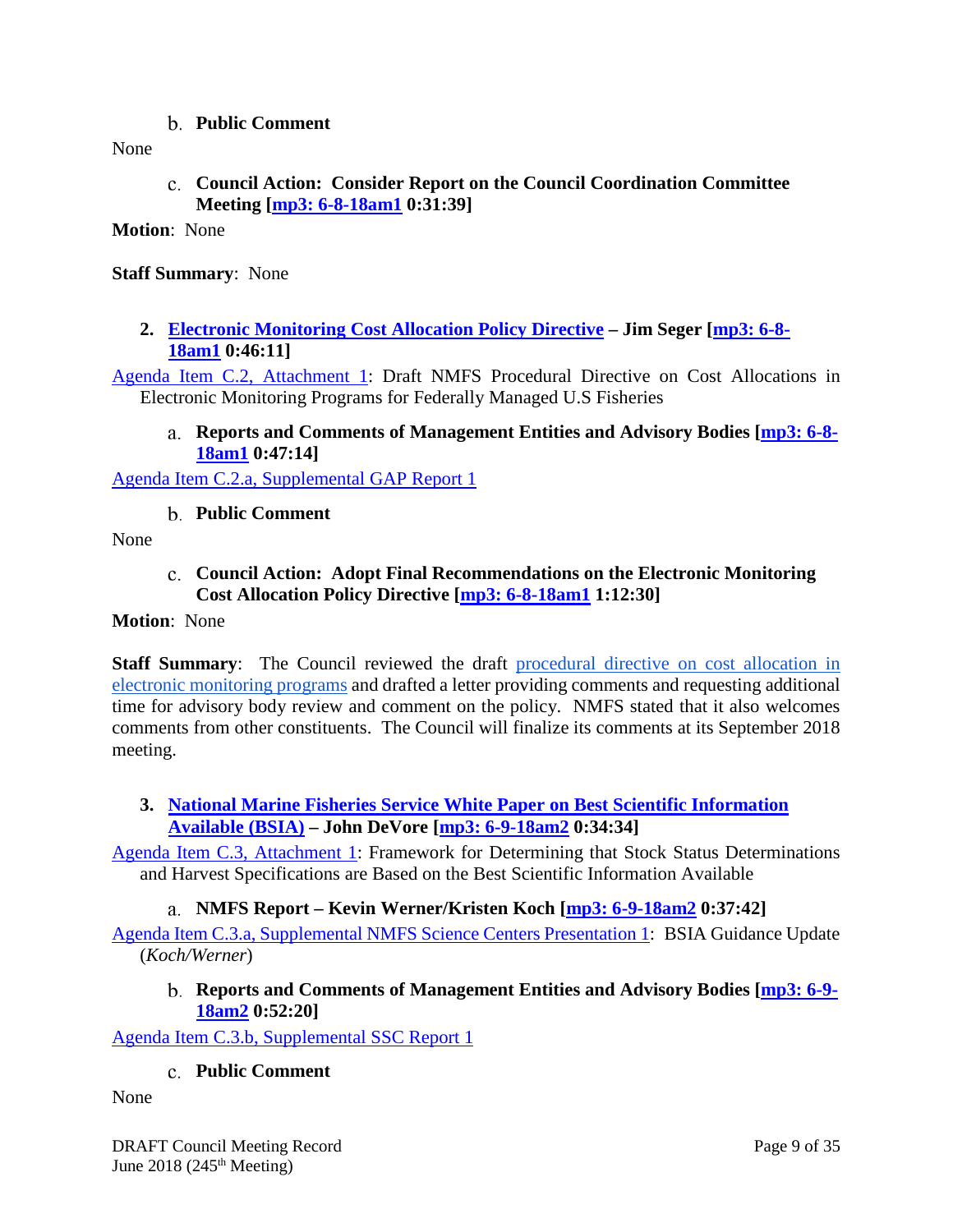b. **Public Comment**

None

c. **Council Action: Consider Report on the Council Coordination Committee Meeting [mp3: 6-8-18am1 0:31:39]**

**Motion**: None

**Staff Summary**: None

2. **Electronic Monitoring Cost Allocation Policy Directive – Jim Seger [mp3: 6-8-18am1 0:46:11]**

Agenda Item C.2, Attachment 1: Draft NMFS Procedural Directive on Cost Allocations in Electronic Monitoring Programs for Federally Managed U.S Fisheries

a. **Reports and Comments of Management Entities and Advisory Bodies [mp3: 6-8-18am1 0:47:14]**

Agenda Item C.2.a, Supplemental GAP Report 1

b. **Public Comment**

None

c. **Council Action: Adopt Final Recommendations on the Electronic Monitoring Cost Allocation Policy Directive [mp3: 6-8-18am1 1:12:30]**

**Motion**: None

**Staff Summary**: The Council reviewed the draft procedural directive on cost allocation in electronic monitoring programs and drafted a letter providing comments and requesting additional time for advisory body review and comment on the policy. NMFS stated that it also welcomes comments from other constituents. The Council will finalize its comments at its September 2018 meeting.

3. **National Marine Fisheries Service White Paper on Best Scientific Information Available (BSIA) – John DeVore [mp3: 6-9-18am2 0:34:34]**

Agenda Item C.3, Attachment 1: Framework for Determining that Stock Status Determinations and Harvest Specifications are Based on the Best Scientific Information Available

a. **NMFS Report – Kevin Werner/Kristen Koch [mp3: 6-9-18am2 0:37:42]**

Agenda Item C.3.a, Supplemental NMFS Science Centers Presentation 1: BSIA Guidance Update (*Koch/Werner*)

b. **Reports and Comments of Management Entities and Advisory Bodies [mp3: 6-9-18am2 0:52:20]**

Agenda Item C.3.b, Supplemental SSC Report 1

c. **Public Comment**

None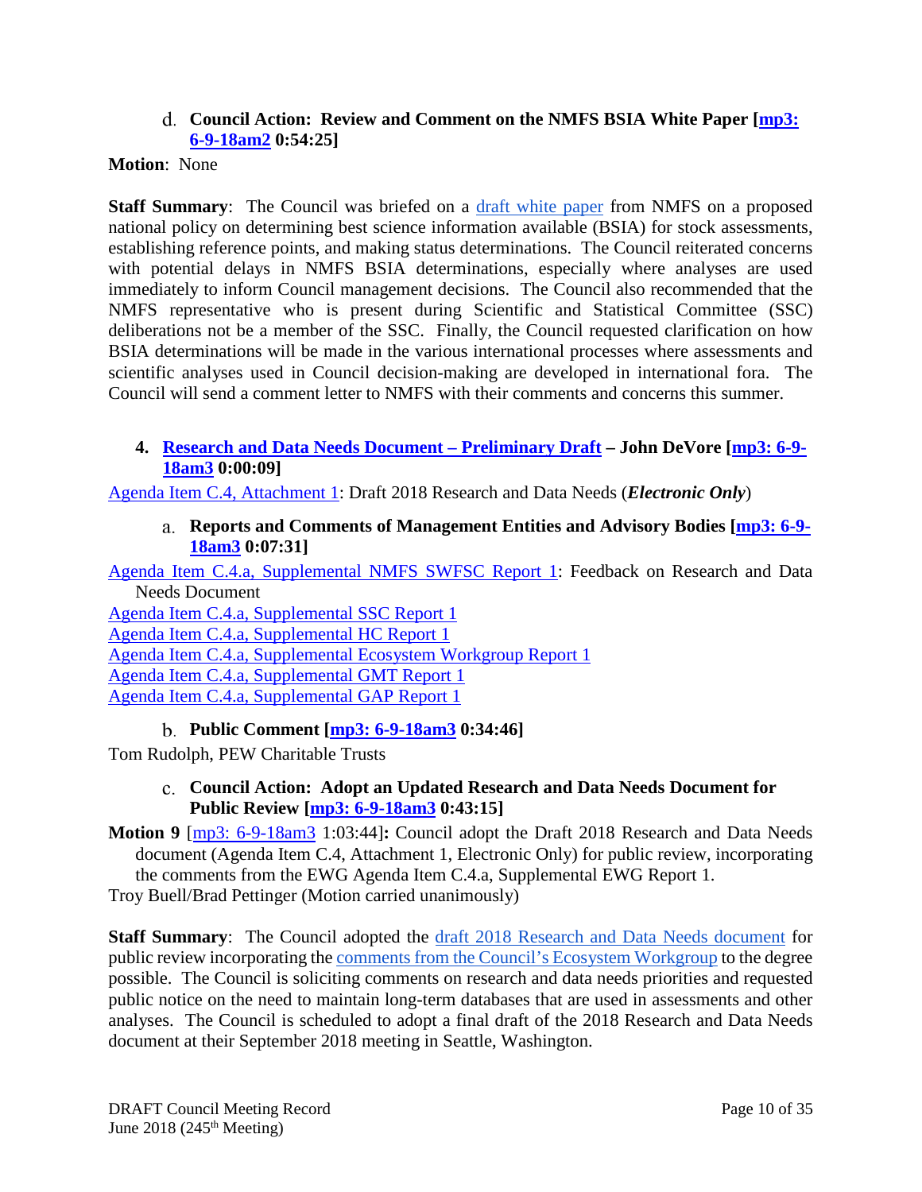#### d. Council Action: Review and Comment on the NMFS BSIA White Paper [mp3: 6-9-18am2 0:54:25]

**Motion**: None

**Staff Summary**: The Council was briefed on a draft white paper from NMFS on a proposed national policy on determining best science information available (BSIA) for stock assessments, establishing reference points, and making status determinations. The Council reiterated concerns with potential delays in NMFS BSIA determinations, especially where analyses are used immediately to inform Council management decisions. The Council also recommended that the NMFS representative who is present during Scientific and Statistical Committee (SSC) deliberations not be a member of the SSC. Finally, the Council requested clarification on how BSIA determinations will be made in the various international processes where assessments and scientific analyses used in Council decision-making are developed in international fora. The Council will send a comment letter to NMFS with their comments and concerns this summer.

### 4. Research and Data Needs Document – Preliminary Draft – John DeVore [mp3: 6-9-18am3 0:00:09]

Agenda Item C.4, Attachment 1: Draft 2018 Research and Data Needs (***Electronic Only***)

#### a. Reports and Comments of Management Entities and Advisory Bodies [mp3: 6-9-18am3 0:07:31]

Agenda Item C.4.a, Supplemental NMFS SWFSC Report 1: Feedback on Research and Data Needs Document
Agenda Item C.4.a, Supplemental SSC Report 1
Agenda Item C.4.a, Supplemental HC Report 1
Agenda Item C.4.a, Supplemental Ecosystem Workgroup Report 1
Agenda Item C.4.a, Supplemental GMT Report 1
Agenda Item C.4.a, Supplemental GAP Report 1

#### b. Public Comment [mp3: 6-9-18am3 0:34:46]

Tom Rudolph, PEW Charitable Trusts

#### c. Council Action: Adopt an Updated Research and Data Needs Document for Public Review [mp3: 6-9-18am3 0:43:15]

**Motion 9** [mp3: 6-9-18am3 1:03:44]**:** Council adopt the Draft 2018 Research and Data Needs document (Agenda Item C.4, Attachment 1, Electronic Only) for public review, incorporating the comments from the EWG Agenda Item C.4.a, Supplemental EWG Report 1.
Troy Buell/Brad Pettinger (Motion carried unanimously)

**Staff Summary**: The Council adopted the draft 2018 Research and Data Needs document for public review incorporating the comments from the Council's Ecosystem Workgroup to the degree possible. The Council is soliciting comments on research and data needs priorities and requested public notice on the need to maintain long-term databases that are used in assessments and other analyses. The Council is scheduled to adopt a final draft of the 2018 Research and Data Needs document at their September 2018 meeting in Seattle, Washington.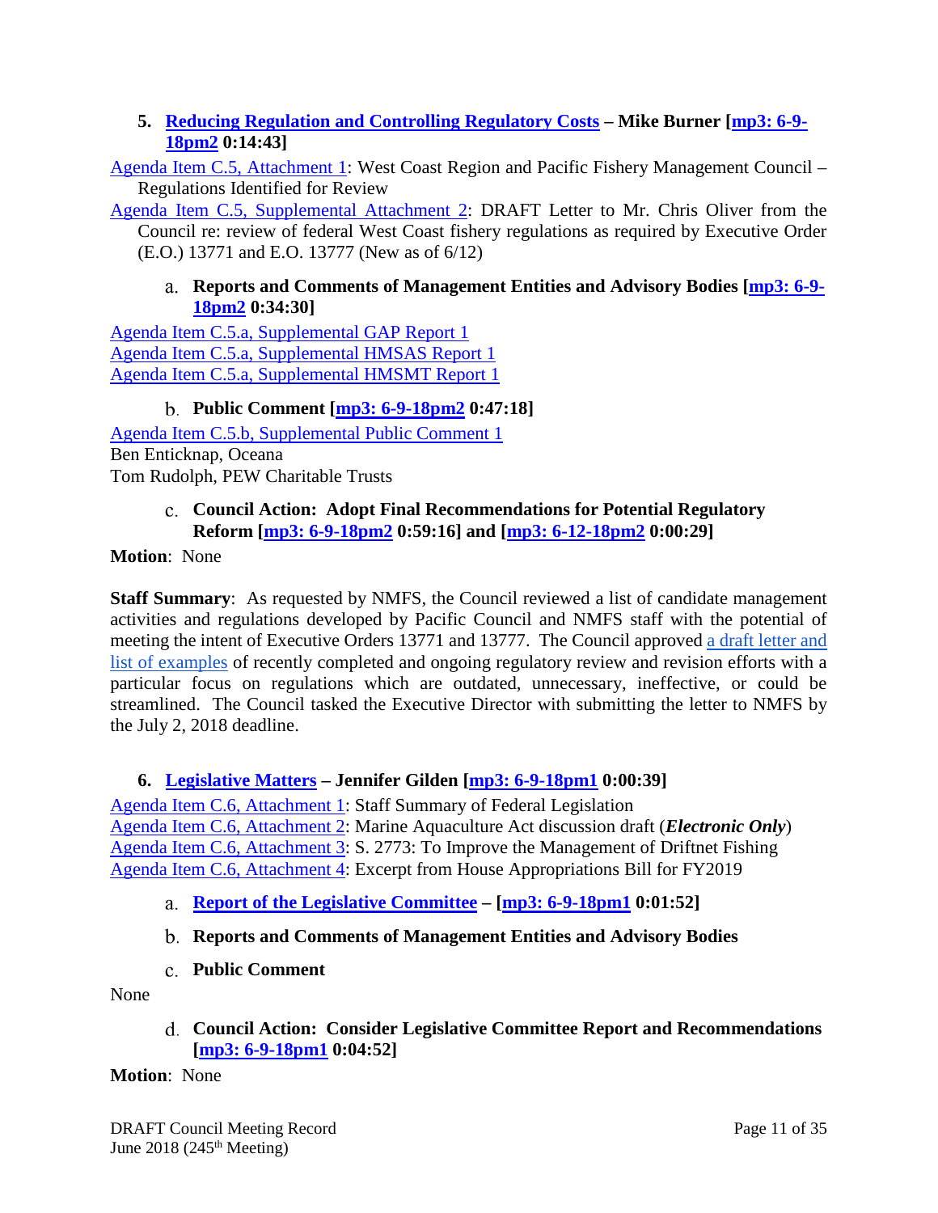### 5. Reducing Regulation and Controlling Regulatory Costs – Mike Burner [mp3: 6-9-18pm2 0:14:43]

Agenda Item C.5, Attachment 1: West Coast Region and Pacific Fishery Management Council – Regulations Identified for Review

Agenda Item C.5, Supplemental Attachment 2: DRAFT Letter to Mr. Chris Oliver from the Council re: review of federal West Coast fishery regulations as required by Executive Order (E.O.) 13771 and E.O. 13777 (New as of 6/12)

#### a. Reports and Comments of Management Entities and Advisory Bodies [mp3: 6-9-18pm2 0:34:30]

Agenda Item C.5.a, Supplemental GAP Report 1
Agenda Item C.5.a, Supplemental HMSAS Report 1
Agenda Item C.5.a, Supplemental HMSMT Report 1

#### b. Public Comment [mp3: 6-9-18pm2 0:47:18]

Agenda Item C.5.b, Supplemental Public Comment 1
Ben Enticknap, Oceana
Tom Rudolph, PEW Charitable Trusts

#### c. Council Action: Adopt Final Recommendations for Potential Regulatory Reform [mp3: 6-9-18pm2 0:59:16] and [mp3: 6-12-18pm2 0:00:29]

**Motion**: None

**Staff Summary**: As requested by NMFS, the Council reviewed a list of candidate management activities and regulations developed by Pacific Council and NMFS staff with the potential of meeting the intent of Executive Orders 13771 and 13777. The Council approved a draft letter and list of examples of recently completed and ongoing regulatory review and revision efforts with a particular focus on regulations which are outdated, unnecessary, ineffective, or could be streamlined. The Council tasked the Executive Director with submitting the letter to NMFS by the July 2, 2018 deadline.

### 6. Legislative Matters – Jennifer Gilden [mp3: 6-9-18pm1 0:00:39]

Agenda Item C.6, Attachment 1: Staff Summary of Federal Legislation
Agenda Item C.6, Attachment 2: Marine Aquaculture Act discussion draft (***Electronic Only***)
Agenda Item C.6, Attachment 3: S. 2773: To Improve the Management of Driftnet Fishing
Agenda Item C.6, Attachment 4: Excerpt from House Appropriations Bill for FY2019

#### a. Report of the Legislative Committee – [mp3: 6-9-18pm1 0:01:52]

#### b. Reports and Comments of Management Entities and Advisory Bodies

#### c. Public Comment

None

#### d. Council Action: Consider Legislative Committee Report and Recommendations [mp3: 6-9-18pm1 0:04:52]

**Motion**: None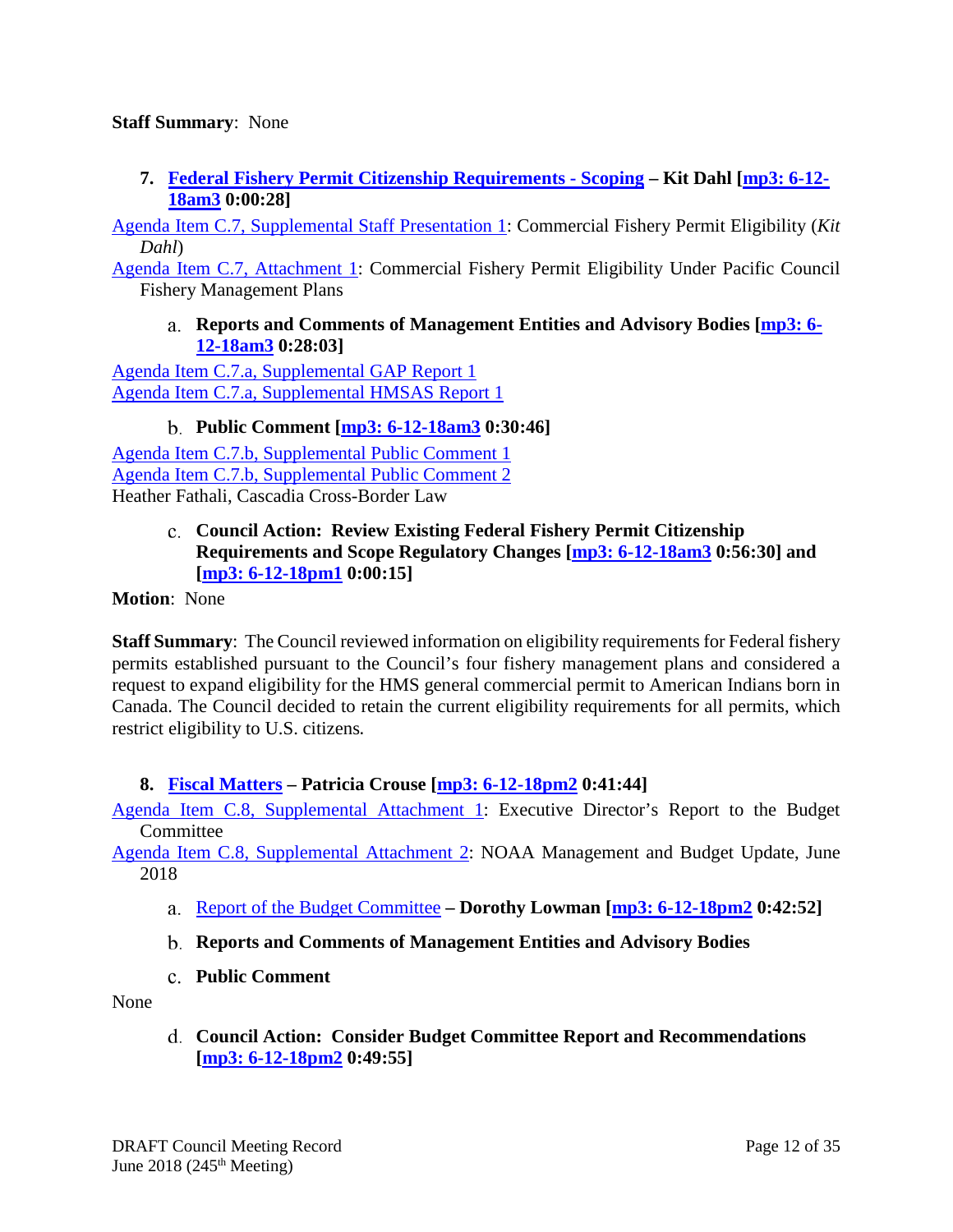**Staff Summary**: None

7. **Federal Fishery Permit Citizenship Requirements - Scoping – Kit Dahl [mp3: 6-12-18am3 0:00:28]**

Agenda Item C.7, Supplemental Staff Presentation 1: Commercial Fishery Permit Eligibility (*Kit Dahl*)

Agenda Item C.7, Attachment 1: Commercial Fishery Permit Eligibility Under Pacific Council Fishery Management Plans

   a. **Reports and Comments of Management Entities and Advisory Bodies [mp3: 6-12-18am3 0:28:03]**

Agenda Item C.7.a, Supplemental GAP Report 1
Agenda Item C.7.a, Supplemental HMSAS Report 1

   b. **Public Comment [mp3: 6-12-18am3 0:30:46]**

Agenda Item C.7.b, Supplemental Public Comment 1
Agenda Item C.7.b, Supplemental Public Comment 2
Heather Fathali, Cascadia Cross-Border Law

   c. **Council Action: Review Existing Federal Fishery Permit Citizenship Requirements and Scope Regulatory Changes [mp3: 6-12-18am3 0:56:30] and [mp3: 6-12-18pm1 0:00:15]**

**Motion**: None

**Staff Summary**: The Council reviewed information on eligibility requirements for Federal fishery permits established pursuant to the Council's four fishery management plans and considered a request to expand eligibility for the HMS general commercial permit to American Indians born in Canada. The Council decided to retain the current eligibility requirements for all permits, which restrict eligibility to U.S. citizens*.*

8. **Fiscal Matters – Patricia Crouse [mp3: 6-12-18pm2 0:41:44]**

Agenda Item C.8, Supplemental Attachment 1: Executive Director's Report to the Budget Committee

Agenda Item C.8, Supplemental Attachment 2: NOAA Management and Budget Update, June 2018

   a. Report of the Budget Committee **– Dorothy Lowman [mp3: 6-12-18pm2 0:42:52]**

   b. **Reports and Comments of Management Entities and Advisory Bodies**

   c. **Public Comment**

None

   d. **Council Action: Consider Budget Committee Report and Recommendations [mp3: 6-12-18pm2 0:49:55]**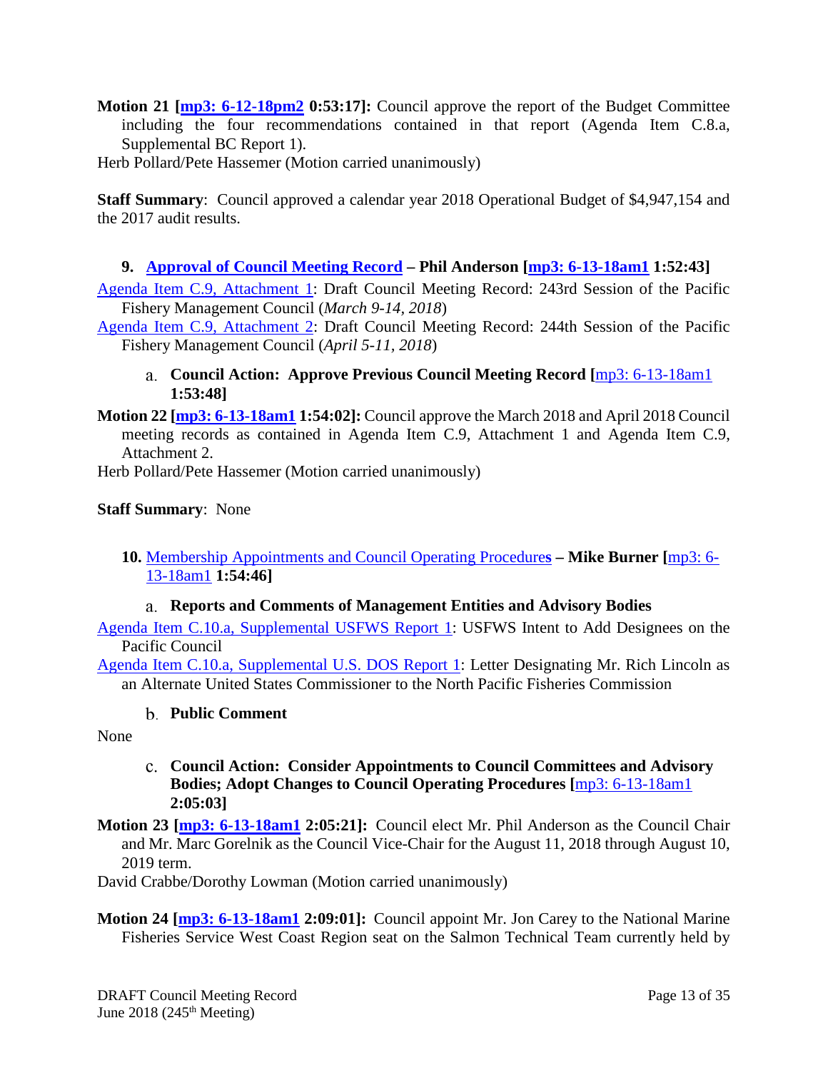**Motion 21 [mp3: 6-12-18pm2 0:53:17]:** Council approve the report of the Budget Committee including the four recommendations contained in that report (Agenda Item C.8.a, Supplemental BC Report 1).

Herb Pollard/Pete Hassemer (Motion carried unanimously)

**Staff Summary**: Council approved a calendar year 2018 Operational Budget of $4,947,154 and the 2017 audit results.

### 9. Approval of Council Meeting Record – Phil Anderson [mp3: 6-13-18am1 1:52:43]

Agenda Item C.9, Attachment 1: Draft Council Meeting Record: 243rd Session of the Pacific Fishery Management Council (*March 9-14, 2018*)

Agenda Item C.9, Attachment 2: Draft Council Meeting Record: 244th Session of the Pacific Fishery Management Council (*April 5-11, 2018*)

a. **Council Action: Approve Previous Council Meeting Record [mp3: 6-13-18am1 1:53:48]**

**Motion 22 [mp3: 6-13-18am1 1:54:02]:** Council approve the March 2018 and April 2018 Council meeting records as contained in Agenda Item C.9, Attachment 1 and Agenda Item C.9, Attachment 2.

Herb Pollard/Pete Hassemer (Motion carried unanimously)

**Staff Summary**: None

### 10. Membership Appointments and Council Operating Procedures – Mike Burner [mp3: 6-13-18am1 1:54:46]

a. **Reports and Comments of Management Entities and Advisory Bodies**

Agenda Item C.10.a, Supplemental USFWS Report 1: USFWS Intent to Add Designees on the Pacific Council

Agenda Item C.10.a, Supplemental U.S. DOS Report 1: Letter Designating Mr. Rich Lincoln as an Alternate United States Commissioner to the North Pacific Fisheries Commission

b. **Public Comment**

None

c. **Council Action: Consider Appointments to Council Committees and Advisory Bodies; Adopt Changes to Council Operating Procedures [mp3: 6-13-18am1 2:05:03]**

**Motion 23 [mp3: 6-13-18am1 2:05:21]:** Council elect Mr. Phil Anderson as the Council Chair and Mr. Marc Gorelnik as the Council Vice-Chair for the August 11, 2018 through August 10, 2019 term.

David Crabbe/Dorothy Lowman (Motion carried unanimously)

**Motion 24 [mp3: 6-13-18am1 2:09:01]:** Council appoint Mr. Jon Carey to the National Marine Fisheries Service West Coast Region seat on the Salmon Technical Team currently held by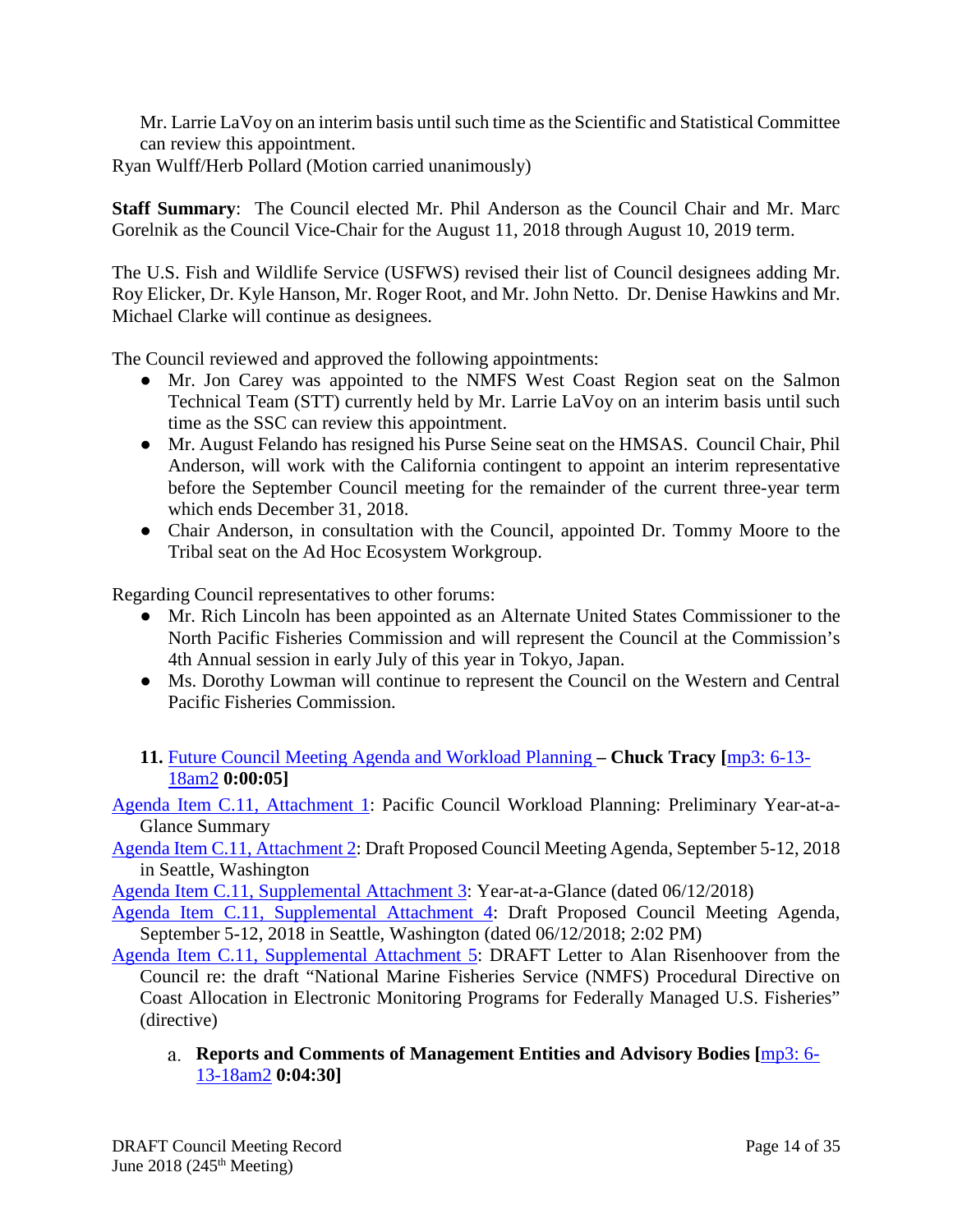Mr. Larrie LaVoy on an interim basis until such time as the Scientific and Statistical Committee can review this appointment.

Ryan Wulff/Herb Pollard (Motion carried unanimously)

**Staff Summary**: The Council elected Mr. Phil Anderson as the Council Chair and Mr. Marc Gorelnik as the Council Vice-Chair for the August 11, 2018 through August 10, 2019 term.

The U.S. Fish and Wildlife Service (USFWS) revised their list of Council designees adding Mr. Roy Elicker, Dr. Kyle Hanson, Mr. Roger Root, and Mr. John Netto. Dr. Denise Hawkins and Mr. Michael Clarke will continue as designees.

The Council reviewed and approved the following appointments:

- Mr. Jon Carey was appointed to the NMFS West Coast Region seat on the Salmon Technical Team (STT) currently held by Mr. Larrie LaVoy on an interim basis until such time as the SSC can review this appointment.
- Mr. August Felando has resigned his Purse Seine seat on the HMSAS. Council Chair, Phil Anderson, will work with the California contingent to appoint an interim representative before the September Council meeting for the remainder of the current three-year term which ends December 31, 2018.
- Chair Anderson, in consultation with the Council, appointed Dr. Tommy Moore to the Tribal seat on the Ad Hoc Ecosystem Workgroup.

Regarding Council representatives to other forums:

- Mr. Rich Lincoln has been appointed as an Alternate United States Commissioner to the North Pacific Fisheries Commission and will represent the Council at the Commission's 4th Annual session in early July of this year in Tokyo, Japan.
- Ms. Dorothy Lowman will continue to represent the Council on the Western and Central Pacific Fisheries Commission.

### 11. Future Council Meeting Agenda and Workload Planning – Chuck Tracy [mp3: 6-13-18am2 0:00:05]

Agenda Item C.11, Attachment 1: Pacific Council Workload Planning: Preliminary Year-at-a-Glance Summary

Agenda Item C.11, Attachment 2: Draft Proposed Council Meeting Agenda, September 5-12, 2018 in Seattle, Washington

Agenda Item C.11, Supplemental Attachment 3: Year-at-a-Glance (dated 06/12/2018)

Agenda Item C.11, Supplemental Attachment 4: Draft Proposed Council Meeting Agenda, September 5-12, 2018 in Seattle, Washington (dated 06/12/2018; 2:02 PM)

Agenda Item C.11, Supplemental Attachment 5: DRAFT Letter to Alan Risenhoover from the Council re: the draft "National Marine Fisheries Service (NMFS) Procedural Directive on Coast Allocation in Electronic Monitoring Programs for Federally Managed U.S. Fisheries" (directive)

#### a. Reports and Comments of Management Entities and Advisory Bodies [mp3: 6-13-18am2 0:04:30]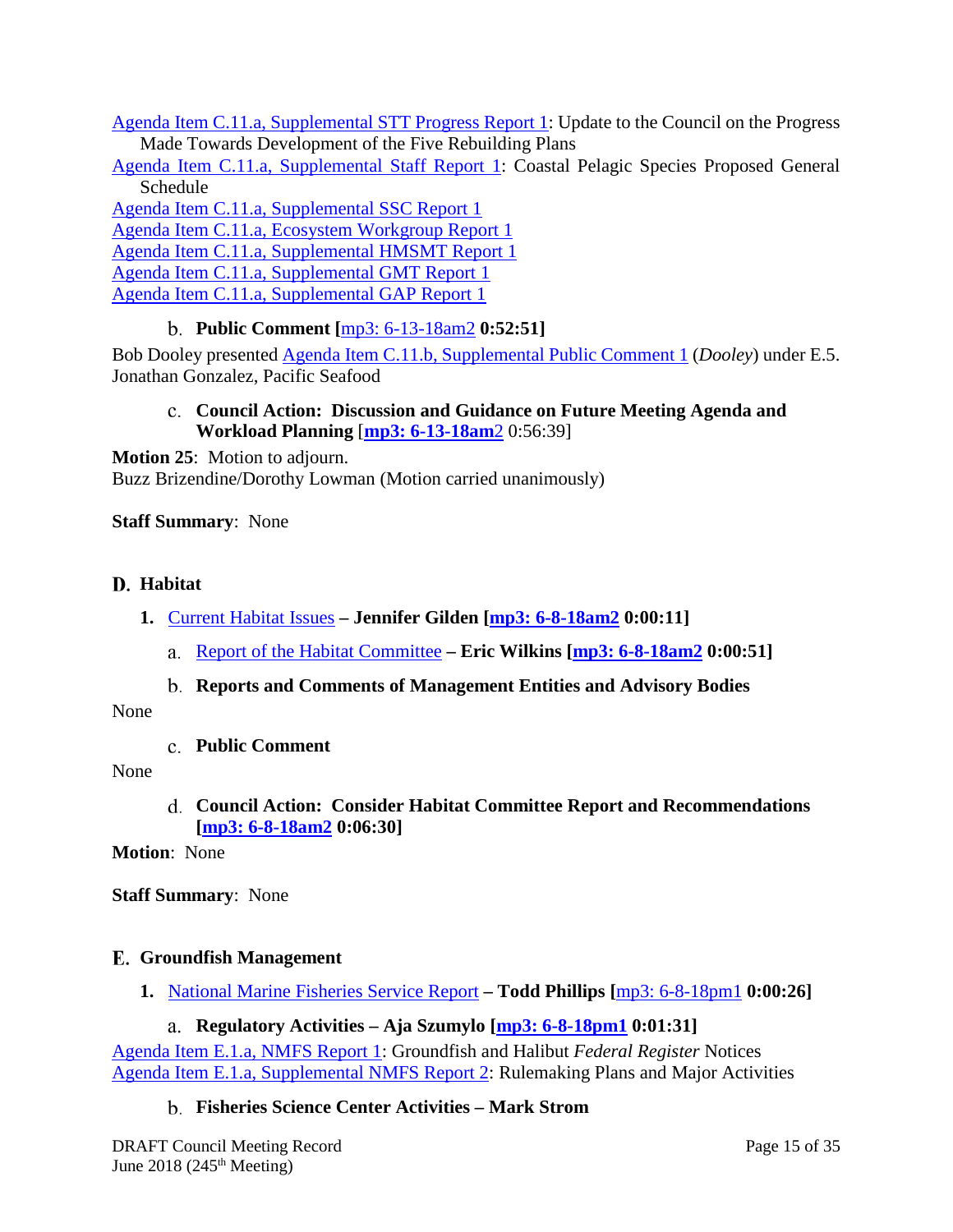Agenda Item C.11.a, Supplemental STT Progress Report 1: Update to the Council on the Progress Made Towards Development of the Five Rebuilding Plans

Agenda Item C.11.a, Supplemental Staff Report 1: Coastal Pelagic Species Proposed General Schedule

Agenda Item C.11.a, Supplemental SSC Report 1

Agenda Item C.11.a, Ecosystem Workgroup Report 1

Agenda Item C.11.a, Supplemental HMSMT Report 1

Agenda Item C.11.a, Supplemental GMT Report 1

Agenda Item C.11.a, Supplemental GAP Report 1

#### b. Public Comment [mp3: 6-13-18am2 0:52:51]

Bob Dooley presented Agenda Item C.11.b, Supplemental Public Comment 1 (*Dooley*) under E.5.
Jonathan Gonzalez, Pacific Seafood

#### c. Council Action: Discussion and Guidance on Future Meeting Agenda and Workload Planning [mp3: 6-13-18am2 0:56:39]

**Motion 25**: Motion to adjourn.
Buzz Brizendine/Dorothy Lowman (Motion carried unanimously)

**Staff Summary**: None

## D. Habitat

### 1. Current Habitat Issues – Jennifer Gilden [mp3: 6-8-18am2 0:00:11]

#### a. Report of the Habitat Committee – Eric Wilkins [mp3: 6-8-18am2 0:00:51]

#### b. Reports and Comments of Management Entities and Advisory Bodies

None

#### c. Public Comment

None

#### d. Council Action: Consider Habitat Committee Report and Recommendations [mp3: 6-8-18am2 0:06:30]

**Motion**: None

**Staff Summary**: None

## E. Groundfish Management

### 1. National Marine Fisheries Service Report – Todd Phillips [mp3: 6-8-18pm1 0:00:26]

#### a. Regulatory Activities – Aja Szumylo [mp3: 6-8-18pm1 0:01:31]

Agenda Item E.1.a, NMFS Report 1: Groundfish and Halibut *Federal Register* Notices

Agenda Item E.1.a, Supplemental NMFS Report 2: Rulemaking Plans and Major Activities

#### b. Fisheries Science Center Activities – Mark Strom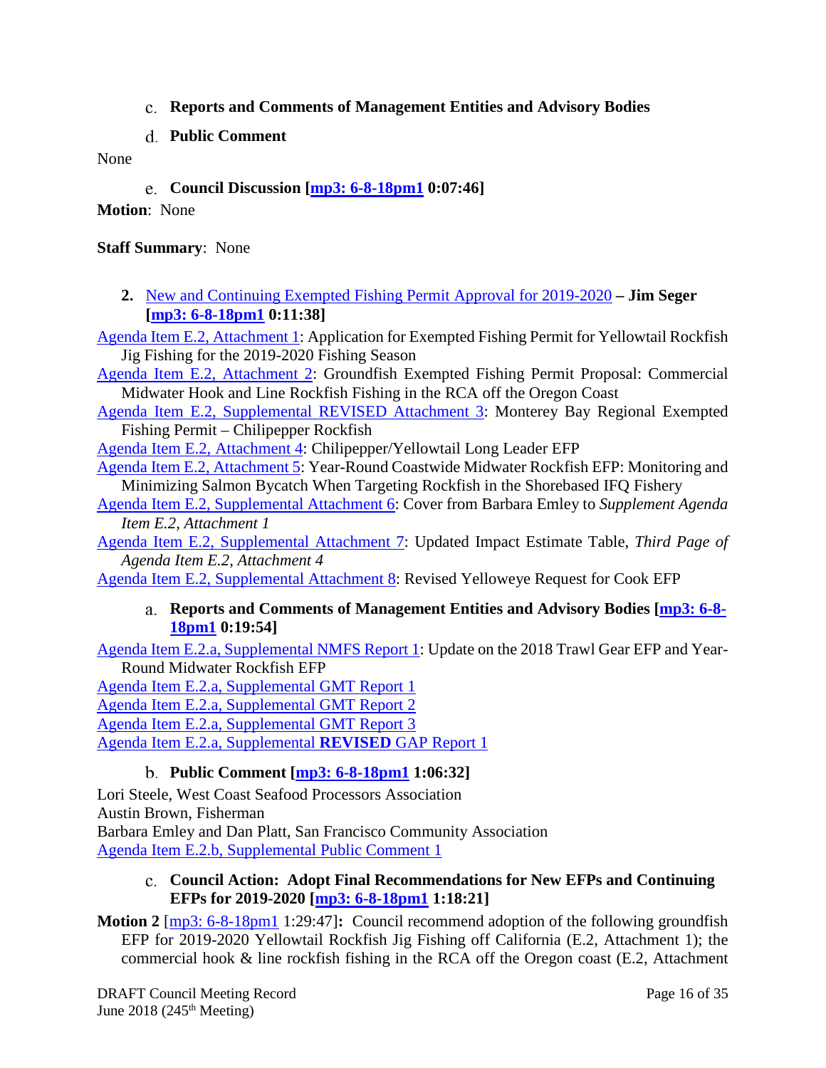c. **Reports and Comments of Management Entities and Advisory Bodies**

d. **Public Comment**

None

e. **Council Discussion [mp3: 6-8-18pm1 0:07:46]**

**Motion**: None

**Staff Summary**: None

2. New and Continuing Exempted Fishing Permit Approval for 2019-2020 **– Jim Seger [mp3: 6-8-18pm1 0:11:38]**

Agenda Item E.2, Attachment 1: Application for Exempted Fishing Permit for Yellowtail Rockfish Jig Fishing for the 2019-2020 Fishing Season

Agenda Item E.2, Attachment 2: Groundfish Exempted Fishing Permit Proposal: Commercial Midwater Hook and Line Rockfish Fishing in the RCA off the Oregon Coast

Agenda Item E.2, Supplemental REVISED Attachment 3: Monterey Bay Regional Exempted Fishing Permit – Chilipepper Rockfish

Agenda Item E.2, Attachment 4: Chilipepper/Yellowtail Long Leader EFP

Agenda Item E.2, Attachment 5: Year-Round Coastwide Midwater Rockfish EFP: Monitoring and Minimizing Salmon Bycatch When Targeting Rockfish in the Shorebased IFQ Fishery

Agenda Item E.2, Supplemental Attachment 6: Cover from Barbara Emley to *Supplement Agenda Item E.2, Attachment 1*

Agenda Item E.2, Supplemental Attachment 7: Updated Impact Estimate Table, *Third Page of Agenda Item E.2, Attachment 4*

Agenda Item E.2, Supplemental Attachment 8: Revised Yelloweye Request for Cook EFP

a. **Reports and Comments of Management Entities and Advisory Bodies [mp3: 6-8-18pm1 0:19:54]**

Agenda Item E.2.a, Supplemental NMFS Report 1: Update on the 2018 Trawl Gear EFP and Year-Round Midwater Rockfish EFP

Agenda Item E.2.a, Supplemental GMT Report 1

Agenda Item E.2.a, Supplemental GMT Report 2

Agenda Item E.2.a, Supplemental GMT Report 3

Agenda Item E.2.a, Supplemental **REVISED** GAP Report 1

b. **Public Comment [mp3: 6-8-18pm1 1:06:32]**

Lori Steele, West Coast Seafood Processors Association

Austin Brown, Fisherman

Barbara Emley and Dan Platt, San Francisco Community Association

Agenda Item E.2.b, Supplemental Public Comment 1

c. **Council Action: Adopt Final Recommendations for New EFPs and Continuing EFPs for 2019-2020 [mp3: 6-8-18pm1 1:18:21]**

**Motion 2** [mp3: 6-8-18pm1 1:29:47]**:** Council recommend adoption of the following groundfish EFP for 2019-2020 Yellowtail Rockfish Jig Fishing off California (E.2, Attachment 1); the commercial hook & line rockfish fishing in the RCA off the Oregon coast (E.2, Attachment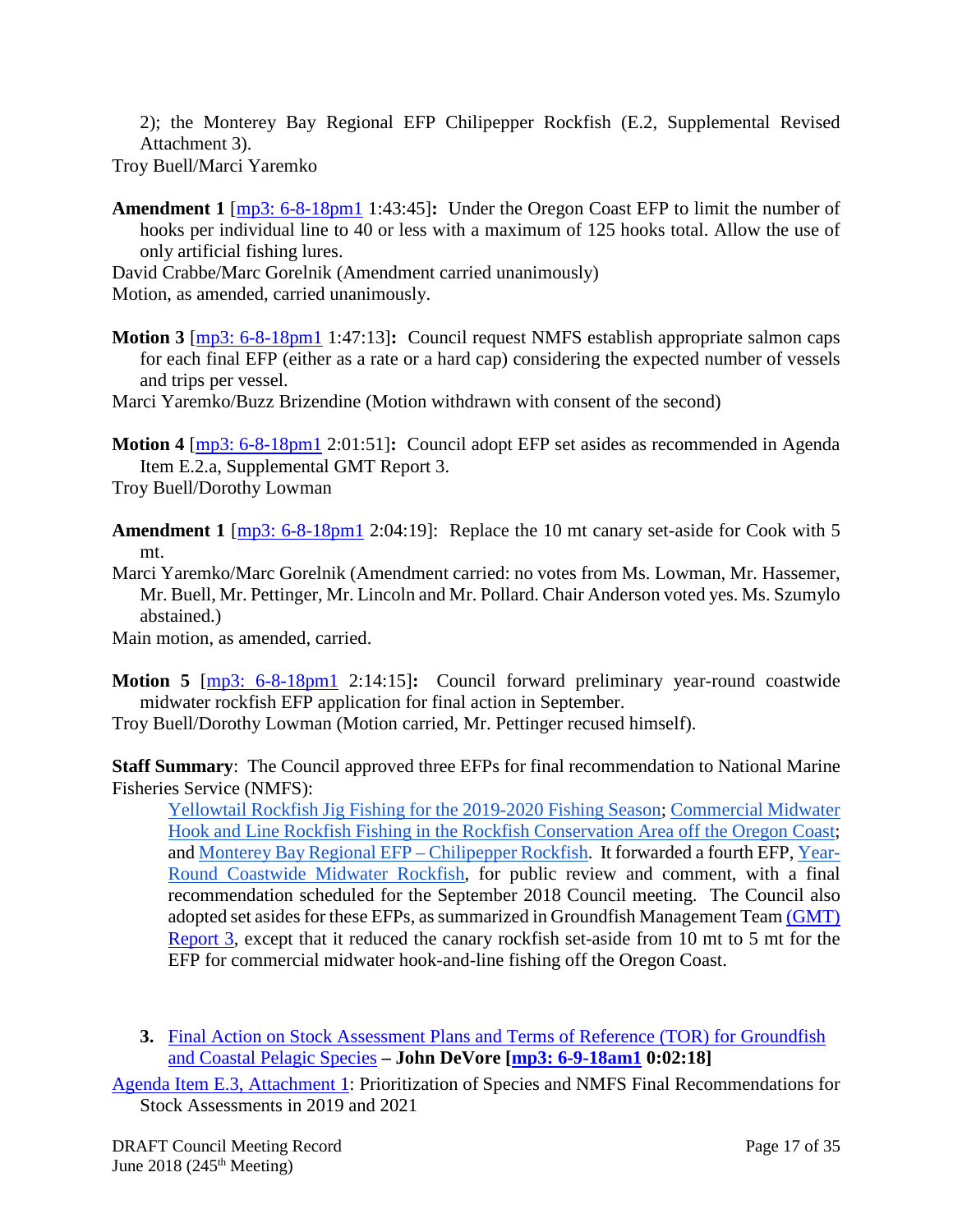2); the Monterey Bay Regional EFP Chilipepper Rockfish (E.2, Supplemental Revised Attachment 3).

Troy Buell/Marci Yaremko

**Amendment 1** [mp3: 6-8-18pm1 1:43:45]**:** Under the Oregon Coast EFP to limit the number of hooks per individual line to 40 or less with a maximum of 125 hooks total. Allow the use of only artificial fishing lures.

David Crabbe/Marc Gorelnik (Amendment carried unanimously)

Motion, as amended, carried unanimously.

**Motion 3** [mp3: 6-8-18pm1 1:47:13]**:** Council request NMFS establish appropriate salmon caps for each final EFP (either as a rate or a hard cap) considering the expected number of vessels and trips per vessel.

Marci Yaremko/Buzz Brizendine (Motion withdrawn with consent of the second)

**Motion 4** [mp3: 6-8-18pm1 2:01:51]**:** Council adopt EFP set asides as recommended in Agenda Item E.2.a, Supplemental GMT Report 3.

Troy Buell/Dorothy Lowman

**Amendment 1** [mp3: 6-8-18pm1 2:04:19]: Replace the 10 mt canary set-aside for Cook with 5 mt.

Marci Yaremko/Marc Gorelnik (Amendment carried: no votes from Ms. Lowman, Mr. Hassemer, Mr. Buell, Mr. Pettinger, Mr. Lincoln and Mr. Pollard. Chair Anderson voted yes. Ms. Szumylo abstained.)

Main motion, as amended, carried.

**Motion 5** [mp3: 6-8-18pm1 2:14:15]**:** Council forward preliminary year-round coastwide midwater rockfish EFP application for final action in September.

Troy Buell/Dorothy Lowman (Motion carried, Mr. Pettinger recused himself).

**Staff Summary**: The Council approved three EFPs for final recommendation to National Marine Fisheries Service (NMFS):

Yellowtail Rockfish Jig Fishing for the 2019-2020 Fishing Season; Commercial Midwater Hook and Line Rockfish Fishing in the Rockfish Conservation Area off the Oregon Coast; and Monterey Bay Regional EFP – Chilipepper Rockfish. It forwarded a fourth EFP, Year-Round Coastwide Midwater Rockfish, for public review and comment, with a final recommendation scheduled for the September 2018 Council meeting. The Council also adopted set asides for these EFPs, as summarized in Groundfish Management Team (GMT) Report 3, except that it reduced the canary rockfish set-aside from 10 mt to 5 mt for the EFP for commercial midwater hook-and-line fishing off the Oregon Coast.

**3.** Final Action on Stock Assessment Plans and Terms of Reference (TOR) for Groundfish and Coastal Pelagic Species **– John DeVore [mp3: 6-9-18am1 0:02:18]**

Agenda Item E.3, Attachment 1: Prioritization of Species and NMFS Final Recommendations for Stock Assessments in 2019 and 2021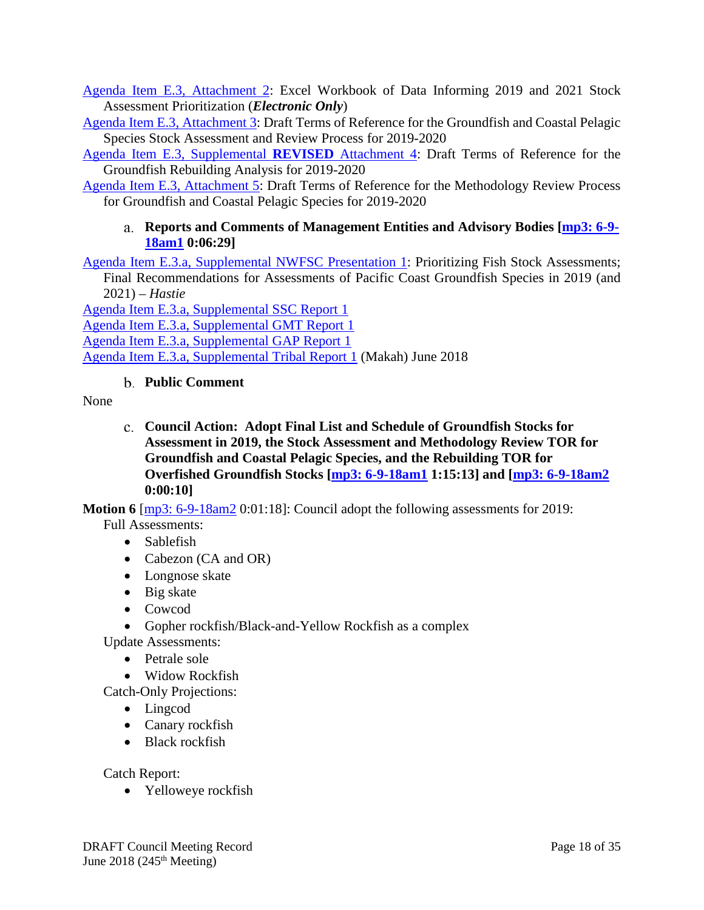Agenda Item E.3, Attachment 2: Excel Workbook of Data Informing 2019 and 2021 Stock Assessment Prioritization (***Electronic Only***)

Agenda Item E.3, Attachment 3: Draft Terms of Reference for the Groundfish and Coastal Pelagic Species Stock Assessment and Review Process for 2019-2020

Agenda Item E.3, Supplemental **REVISED** Attachment 4: Draft Terms of Reference for the Groundfish Rebuilding Analysis for 2019-2020

Agenda Item E.3, Attachment 5: Draft Terms of Reference for the Methodology Review Process for Groundfish and Coastal Pelagic Species for 2019-2020

### a. Reports and Comments of Management Entities and Advisory Bodies [mp3: 6-9-18am1 0:06:29]

Agenda Item E.3.a, Supplemental NWFSC Presentation 1: Prioritizing Fish Stock Assessments; Final Recommendations for Assessments of Pacific Coast Groundfish Species in 2019 (and 2021) – *Hastie*

Agenda Item E.3.a, Supplemental SSC Report 1

Agenda Item E.3.a, Supplemental GMT Report 1

Agenda Item E.3.a, Supplemental GAP Report 1

Agenda Item E.3.a, Supplemental Tribal Report 1 (Makah) June 2018

### b. Public Comment

None

### c. Council Action: Adopt Final List and Schedule of Groundfish Stocks for Assessment in 2019, the Stock Assessment and Methodology Review TOR for Groundfish and Coastal Pelagic Species, and the Rebuilding TOR for Overfished Groundfish Stocks [mp3: 6-9-18am1 1:15:13] and [mp3: 6-9-18am2 0:00:10]

**Motion 6** [mp3: 6-9-18am2 0:01:18]: Council adopt the following assessments for 2019:

Full Assessments:

- Sablefish
- Cabezon (CA and OR)
- Longnose skate
- Big skate
- Cowcod
- Gopher rockfish/Black-and-Yellow Rockfish as a complex

Update Assessments:

- Petrale sole
- Widow Rockfish

Catch-Only Projections:

- Lingcod
- Canary rockfish
- Black rockfish

Catch Report:

- Yelloweye rockfish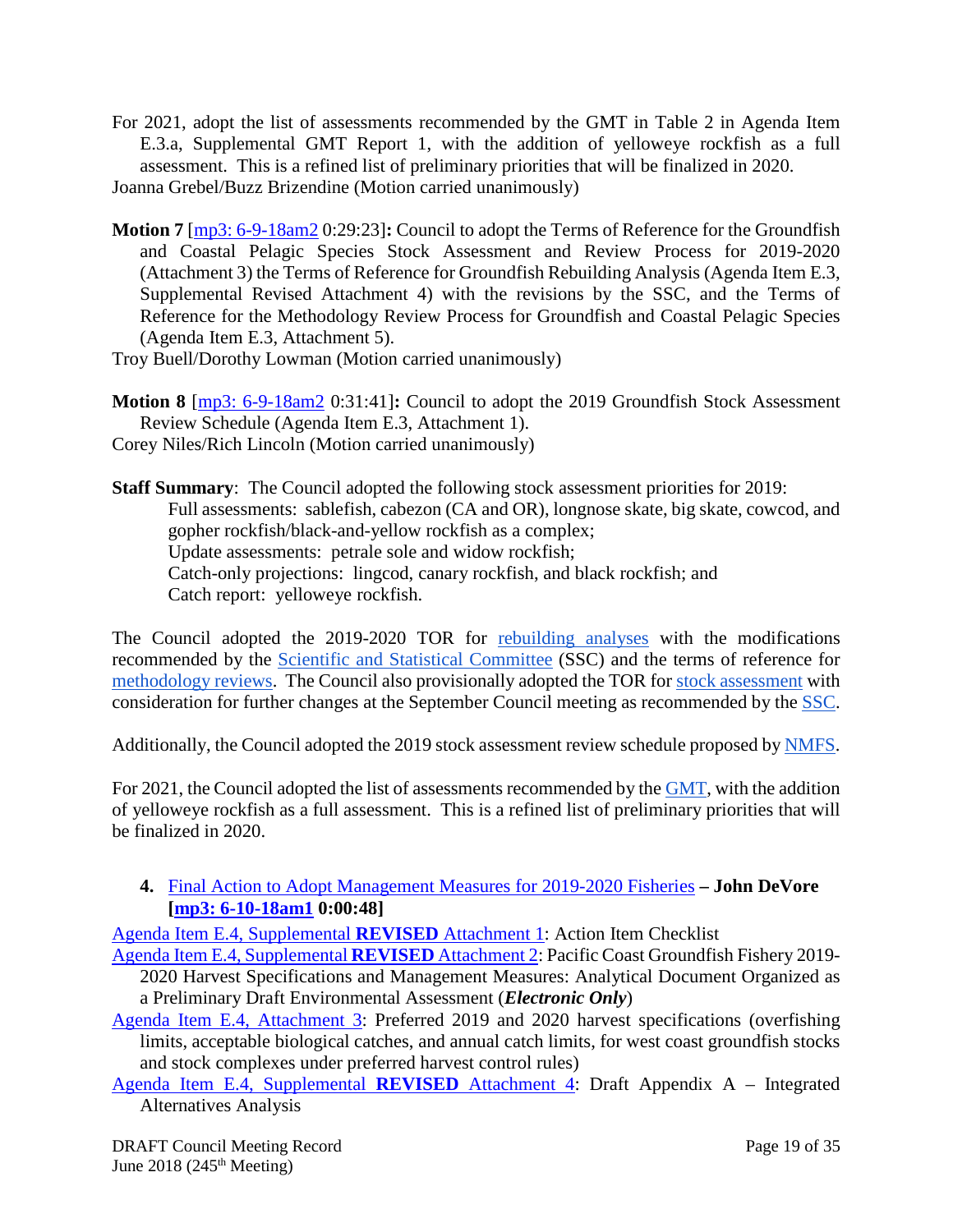For 2021, adopt the list of assessments recommended by the GMT in Table 2 in Agenda Item E.3.a, Supplemental GMT Report 1, with the addition of yelloweye rockfish as a full assessment. This is a refined list of preliminary priorities that will be finalized in 2020.
Joanna Grebel/Buzz Brizendine (Motion carried unanimously)

**Motion 7** [mp3: 6-9-18am2 0:29:23]**:** Council to adopt the Terms of Reference for the Groundfish and Coastal Pelagic Species Stock Assessment and Review Process for 2019-2020 (Attachment 3) the Terms of Reference for Groundfish Rebuilding Analysis (Agenda Item E.3, Supplemental Revised Attachment 4) with the revisions by the SSC, and the Terms of Reference for the Methodology Review Process for Groundfish and Coastal Pelagic Species (Agenda Item E.3, Attachment 5).
Troy Buell/Dorothy Lowman (Motion carried unanimously)

**Motion 8** [mp3: 6-9-18am2 0:31:41]**:** Council to adopt the 2019 Groundfish Stock Assessment Review Schedule (Agenda Item E.3, Attachment 1).
Corey Niles/Rich Lincoln (Motion carried unanimously)

**Staff Summary**: The Council adopted the following stock assessment priorities for 2019:
Full assessments: sablefish, cabezon (CA and OR), longnose skate, big skate, cowcod, and gopher rockfish/black-and-yellow rockfish as a complex;
Update assessments: petrale sole and widow rockfish;
Catch-only projections: lingcod, canary rockfish, and black rockfish; and
Catch report: yelloweye rockfish.

The Council adopted the 2019-2020 TOR for rebuilding analyses with the modifications recommended by the Scientific and Statistical Committee (SSC) and the terms of reference for methodology reviews. The Council also provisionally adopted the TOR for stock assessment with consideration for further changes at the September Council meeting as recommended by the SSC.

Additionally, the Council adopted the 2019 stock assessment review schedule proposed by NMFS.

For 2021, the Council adopted the list of assessments recommended by the GMT, with the addition of yelloweye rockfish as a full assessment. This is a refined list of preliminary priorities that will be finalized in 2020.

### 4. Final Action to Adopt Management Measures for 2019-2020 Fisheries – John DeVore [mp3: 6-10-18am1 0:00:48]

Agenda Item E.4, Supplemental **REVISED** Attachment 1: Action Item Checklist
Agenda Item E.4, Supplemental **REVISED** Attachment 2: Pacific Coast Groundfish Fishery 2019-2020 Harvest Specifications and Management Measures: Analytical Document Organized as a Preliminary Draft Environmental Assessment (***Electronic Only***)
Agenda Item E.4, Attachment 3: Preferred 2019 and 2020 harvest specifications (overfishing limits, acceptable biological catches, and annual catch limits, for west coast groundfish stocks and stock complexes under preferred harvest control rules)
Agenda Item E.4, Supplemental **REVISED** Attachment 4: Draft Appendix A – Integrated Alternatives Analysis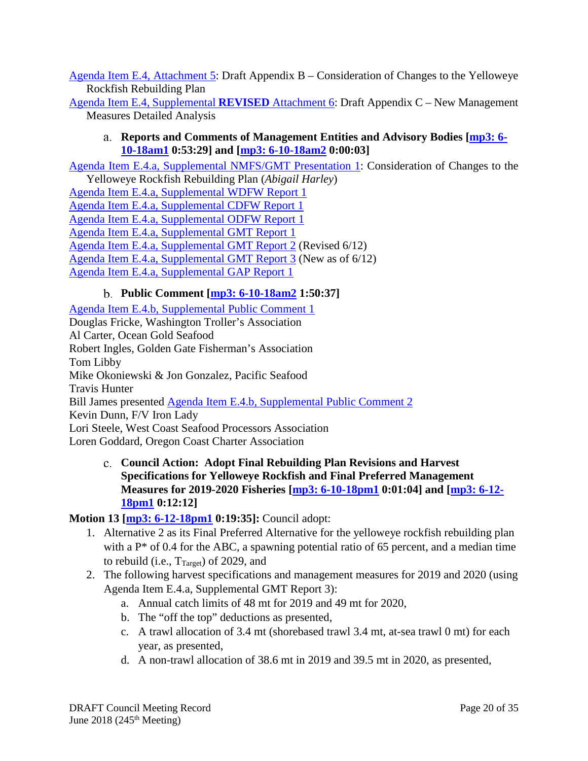Agenda Item E.4, Attachment 5: Draft Appendix B – Consideration of Changes to the Yelloweye Rockfish Rebuilding Plan

Agenda Item E.4, Supplemental **REVISED** Attachment 6: Draft Appendix C – New Management Measures Detailed Analysis

a. **Reports and Comments of Management Entities and Advisory Bodies [mp3: 6-10-18am1 0:53:29] and [mp3: 6-10-18am2 0:00:03]**

Agenda Item E.4.a, Supplemental NMFS/GMT Presentation 1: Consideration of Changes to the Yelloweye Rockfish Rebuilding Plan (*Abigail Harley*)

Agenda Item E.4.a, Supplemental WDFW Report 1

Agenda Item E.4.a, Supplemental CDFW Report 1

Agenda Item E.4.a, Supplemental ODFW Report 1

Agenda Item E.4.a, Supplemental GMT Report 1

Agenda Item E.4.a, Supplemental GMT Report 2 (Revised 6/12)

Agenda Item E.4.a, Supplemental GMT Report 3 (New as of 6/12)

Agenda Item E.4.a, Supplemental GAP Report 1

b. **Public Comment [mp3: 6-10-18am2 1:50:37]**

Agenda Item E.4.b, Supplemental Public Comment 1

Douglas Fricke, Washington Troller's Association

Al Carter, Ocean Gold Seafood

Robert Ingles, Golden Gate Fisherman's Association

Tom Libby

Mike Okoniewski & Jon Gonzalez, Pacific Seafood

Travis Hunter

Bill James presented Agenda Item E.4.b, Supplemental Public Comment 2

Kevin Dunn, F/V Iron Lady

Lori Steele, West Coast Seafood Processors Association

Loren Goddard, Oregon Coast Charter Association

c. **Council Action: Adopt Final Rebuilding Plan Revisions and Harvest Specifications for Yelloweye Rockfish and Final Preferred Management Measures for 2019-2020 Fisheries [mp3: 6-10-18pm1 0:01:04] and [mp3: 6-12-18pm1 0:12:12]**

**Motion 13 [mp3: 6-12-18pm1 0:19:35]:** Council adopt:

1. Alternative 2 as its Final Preferred Alternative for the yelloweye rockfish rebuilding plan with a P* of 0.4 for the ABC, a spawning potential ratio of 65 percent, and a median time to rebuild (i.e., $T_{Target}$) of 2029, and
2. The following harvest specifications and management measures for 2019 and 2020 (using Agenda Item E.4.a, Supplemental GMT Report 3):
    a. Annual catch limits of 48 mt for 2019 and 49 mt for 2020,
    b. The "off the top" deductions as presented,
    c. A trawl allocation of 3.4 mt (shorebased trawl 3.4 mt, at-sea trawl 0 mt) for each year, as presented,
    d. A non-trawl allocation of 38.6 mt in 2019 and 39.5 mt in 2020, as presented,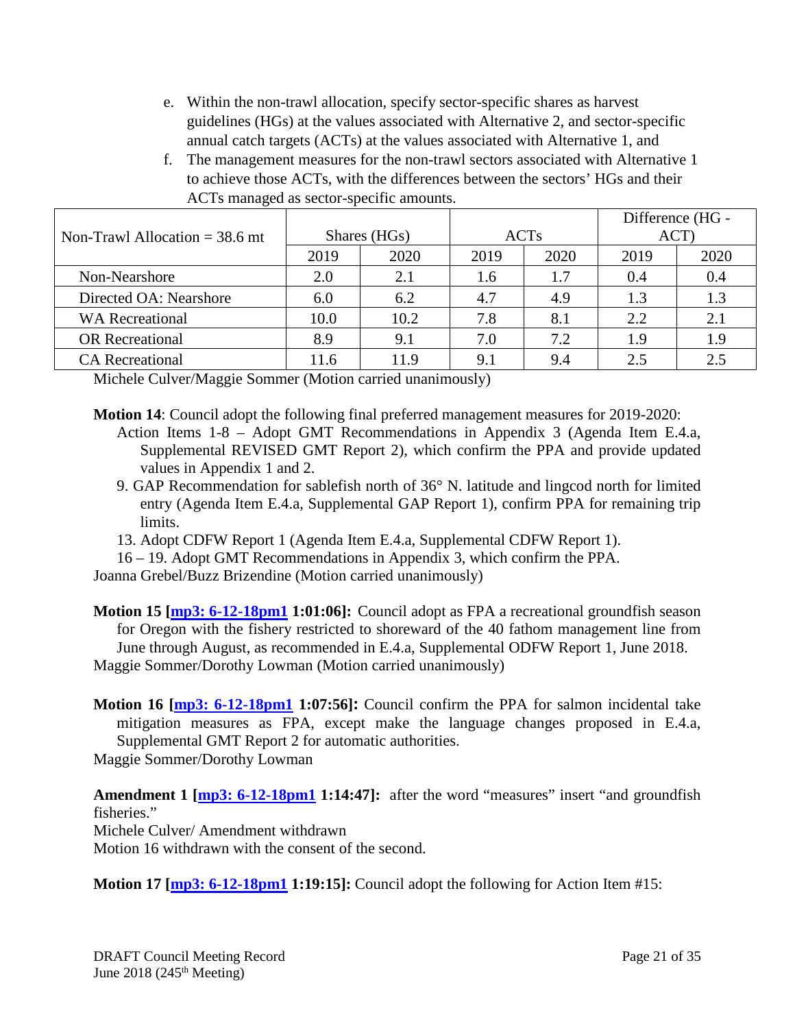e. Within the non-trawl allocation, specify sector-specific shares as harvest guidelines (HGs) at the values associated with Alternative 2, and sector-specific annual catch targets (ACTs) at the values associated with Alternative 1, and

f. The management measures for the non-trawl sectors associated with Alternative 1 to achieve those ACTs, with the differences between the sectors' HGs and their ACTs managed as sector-specific amounts.

| Non-Trawl Allocation = 38.6 mt | Shares (HGs) | | ACTs | | Difference (HG - ACT) | |
|---|---|---|---|---|---|---|
| | 2019 | 2020 | 2019 | 2020 | 2019 | 2020 |
| Non-Nearshore | 2.0 | 2.1 | 1.6 | 1.7 | 0.4 | 0.4 |
| Directed OA: Nearshore | 6.0 | 6.2 | 4.7 | 4.9 | 1.3 | 1.3 |
| WA Recreational | 10.0 | 10.2 | 7.8 | 8.1 | 2.2 | 2.1 |
| OR Recreational | 8.9 | 9.1 | 7.0 | 7.2 | 1.9 | 1.9 |
| CA Recreational | 11.6 | 11.9 | 9.1 | 9.4 | 2.5 | 2.5 |

Michele Culver/Maggie Sommer (Motion carried unanimously)

**Motion 14**: Council adopt the following final preferred management measures for 2019-2020:

Action Items 1-8 – Adopt GMT Recommendations in Appendix 3 (Agenda Item E.4.a, Supplemental REVISED GMT Report 2), which confirm the PPA and provide updated values in Appendix 1 and 2.

9. GAP Recommendation for sablefish north of 36° N. latitude and lingcod north for limited entry (Agenda Item E.4.a, Supplemental GAP Report 1), confirm PPA for remaining trip limits.

13. Adopt CDFW Report 1 (Agenda Item E.4.a, Supplemental CDFW Report 1).

16 – 19. Adopt GMT Recommendations in Appendix 3, which confirm the PPA.

Joanna Grebel/Buzz Brizendine (Motion carried unanimously)

**Motion 15 [mp3: 6-12-18pm1 1:01:06]:** Council adopt as FPA a recreational groundfish season for Oregon with the fishery restricted to shoreward of the 40 fathom management line from June through August, as recommended in E.4.a, Supplemental ODFW Report 1, June 2018.

Maggie Sommer/Dorothy Lowman (Motion carried unanimously)

**Motion 16 [mp3: 6-12-18pm1 1:07:56]:** Council confirm the PPA for salmon incidental take mitigation measures as FPA, except make the language changes proposed in E.4.a, Supplemental GMT Report 2 for automatic authorities.

Maggie Sommer/Dorothy Lowman

**Amendment 1 [mp3: 6-12-18pm1 1:14:47]:** after the word "measures" insert "and groundfish fisheries."

Michele Culver/ Amendment withdrawn

Motion 16 withdrawn with the consent of the second.

**Motion 17 [mp3: 6-12-18pm1 1:19:15]:** Council adopt the following for Action Item #15: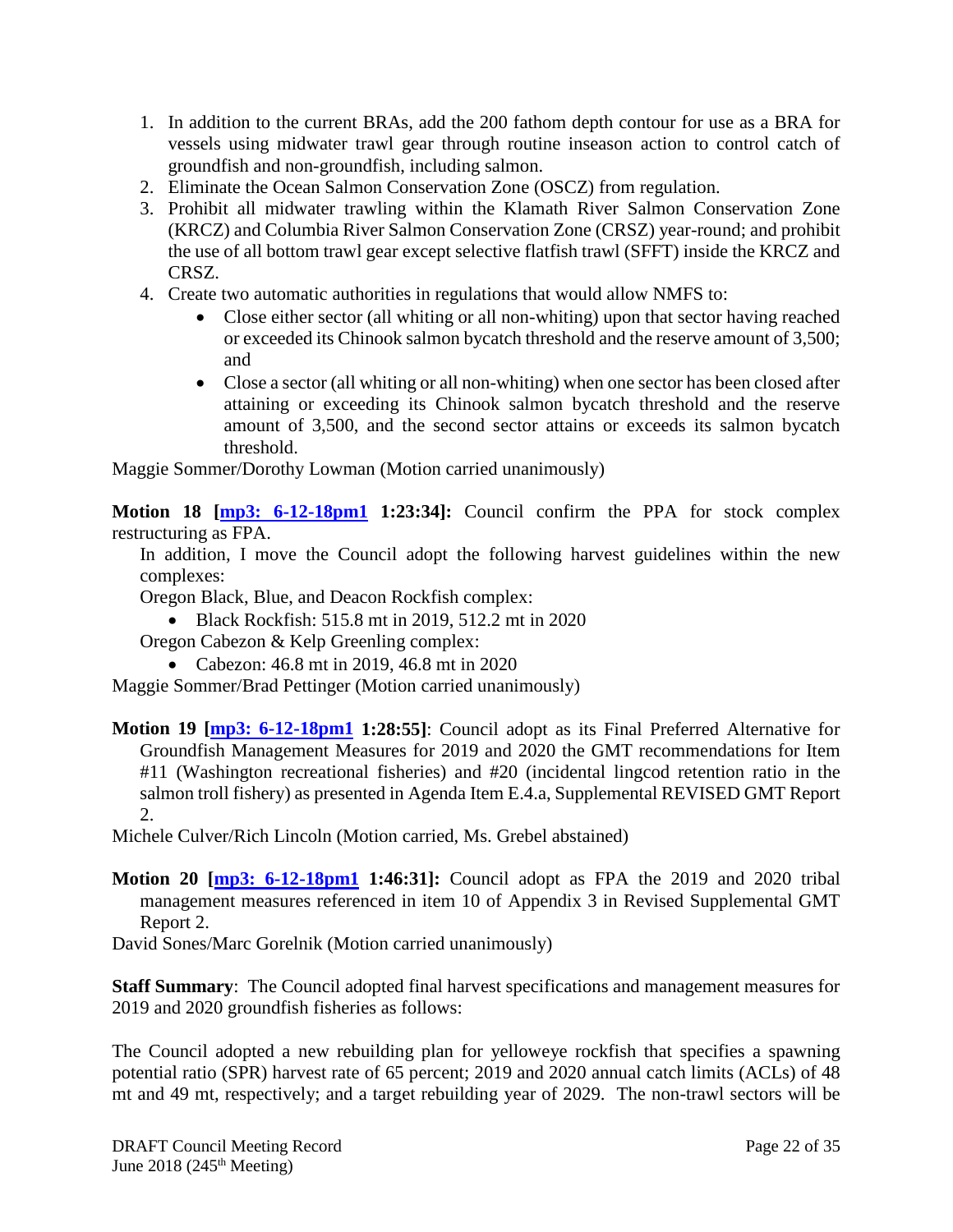1. In addition to the current BRAs, add the 200 fathom depth contour for use as a BRA for vessels using midwater trawl gear through routine inseason action to control catch of groundfish and non-groundfish, including salmon.
2. Eliminate the Ocean Salmon Conservation Zone (OSCZ) from regulation.
3. Prohibit all midwater trawling within the Klamath River Salmon Conservation Zone (KRCZ) and Columbia River Salmon Conservation Zone (CRSZ) year-round; and prohibit the use of all bottom trawl gear except selective flatfish trawl (SFFT) inside the KRCZ and CRSZ.
4. Create two automatic authorities in regulations that would allow NMFS to:
   - Close either sector (all whiting or all non-whiting) upon that sector having reached or exceeded its Chinook salmon bycatch threshold and the reserve amount of 3,500; and
   - Close a sector (all whiting or all non-whiting) when one sector has been closed after attaining or exceeding its Chinook salmon bycatch threshold and the reserve amount of 3,500, and the second sector attains or exceeds its salmon bycatch threshold.

Maggie Sommer/Dorothy Lowman (Motion carried unanimously)

**Motion 18 [mp3: 6-12-18pm1 1:23:34]:** Council confirm the PPA for stock complex restructuring as FPA.

In addition, I move the Council adopt the following harvest guidelines within the new complexes:

Oregon Black, Blue, and Deacon Rockfish complex:

- Black Rockfish: 515.8 mt in 2019, 512.2 mt in 2020

Oregon Cabezon & Kelp Greenling complex:

- Cabezon: 46.8 mt in 2019, 46.8 mt in 2020

Maggie Sommer/Brad Pettinger (Motion carried unanimously)

**Motion 19 [mp3: 6-12-18pm1 1:28:55]**: Council adopt as its Final Preferred Alternative for Groundfish Management Measures for 2019 and 2020 the GMT recommendations for Item #11 (Washington recreational fisheries) and #20 (incidental lingcod retention ratio in the salmon troll fishery) as presented in Agenda Item E.4.a, Supplemental REVISED GMT Report 2.

Michele Culver/Rich Lincoln (Motion carried, Ms. Grebel abstained)

**Motion 20 [mp3: 6-12-18pm1 1:46:31]:** Council adopt as FPA the 2019 and 2020 tribal management measures referenced in item 10 of Appendix 3 in Revised Supplemental GMT Report 2.

David Sones/Marc Gorelnik (Motion carried unanimously)

**Staff Summary**: The Council adopted final harvest specifications and management measures for 2019 and 2020 groundfish fisheries as follows:

The Council adopted a new rebuilding plan for yelloweye rockfish that specifies a spawning potential ratio (SPR) harvest rate of 65 percent; 2019 and 2020 annual catch limits (ACLs) of 48 mt and 49 mt, respectively; and a target rebuilding year of 2029. The non-trawl sectors will be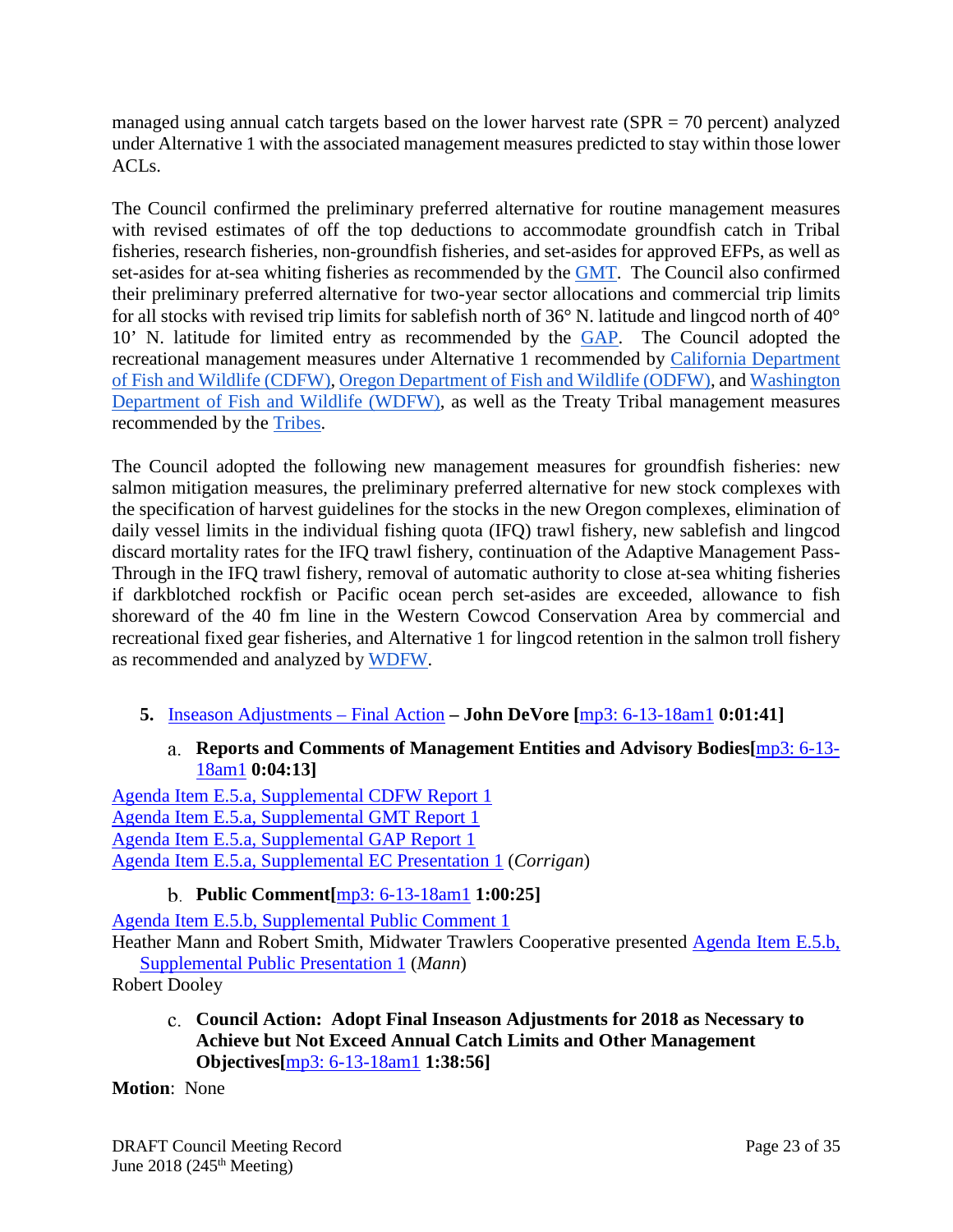managed using annual catch targets based on the lower harvest rate (SPR = 70 percent) analyzed under Alternative 1 with the associated management measures predicted to stay within those lower ACLs.

The Council confirmed the preliminary preferred alternative for routine management measures with revised estimates of off the top deductions to accommodate groundfish catch in Tribal fisheries, research fisheries, non-groundfish fisheries, and set-asides for approved EFPs, as well as set-asides for at-sea whiting fisheries as recommended by the GMT. The Council also confirmed their preliminary preferred alternative for two-year sector allocations and commercial trip limits for all stocks with revised trip limits for sablefish north of 36° N. latitude and lingcod north of 40° 10' N. latitude for limited entry as recommended by the GAP. The Council adopted the recreational management measures under Alternative 1 recommended by California Department of Fish and Wildlife (CDFW), Oregon Department of Fish and Wildlife (ODFW), and Washington Department of Fish and Wildlife (WDFW), as well as the Treaty Tribal management measures recommended by the Tribes.

The Council adopted the following new management measures for groundfish fisheries: new salmon mitigation measures, the preliminary preferred alternative for new stock complexes with the specification of harvest guidelines for the stocks in the new Oregon complexes, elimination of daily vessel limits in the individual fishing quota (IFQ) trawl fishery, new sablefish and lingcod discard mortality rates for the IFQ trawl fishery, continuation of the Adaptive Management Pass-Through in the IFQ trawl fishery, removal of automatic authority to close at-sea whiting fisheries if darkblotched rockfish or Pacific ocean perch set-asides are exceeded, allowance to fish shoreward of the 40 fm line in the Western Cowcod Conservation Area by commercial and recreational fixed gear fisheries, and Alternative 1 for lingcod retention in the salmon troll fishery as recommended and analyzed by WDFW.

**5. Inseason Adjustments – Final Action – John DeVore [mp3: 6-13-18am1 0:01:41]**

**a. Reports and Comments of Management Entities and Advisory Bodies[mp3: 6-13-18am1 0:04:13]**

Agenda Item E.5.a, Supplemental CDFW Report 1
Agenda Item E.5.a, Supplemental GMT Report 1
Agenda Item E.5.a, Supplemental GAP Report 1
Agenda Item E.5.a, Supplemental EC Presentation 1 (*Corrigan*)

**b. Public Comment[mp3: 6-13-18am1 1:00:25]**

Agenda Item E.5.b, Supplemental Public Comment 1
Heather Mann and Robert Smith, Midwater Trawlers Cooperative presented Agenda Item E.5.b, Supplemental Public Presentation 1 (*Mann*)
Robert Dooley

**c. Council Action: Adopt Final Inseason Adjustments for 2018 as Necessary to Achieve but Not Exceed Annual Catch Limits and Other Management Objectives[mp3: 6-13-18am1 1:38:56]**

**Motion**: None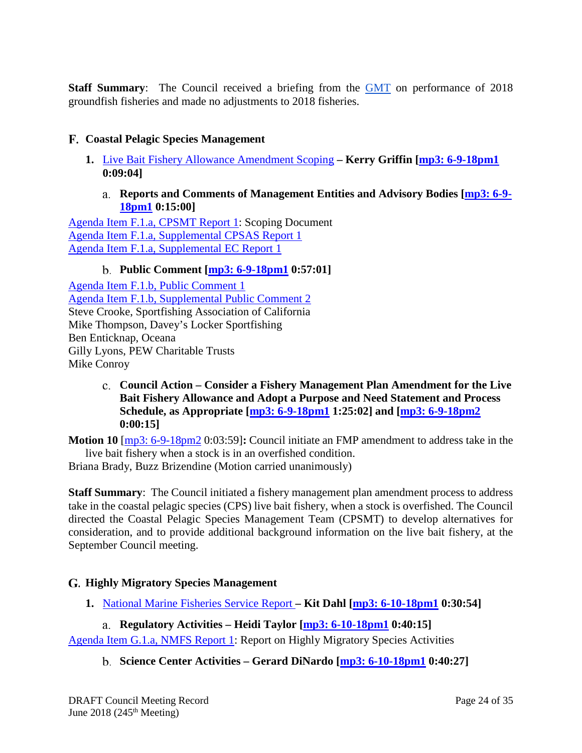**Staff Summary**: The Council received a briefing from the GMT on performance of 2018 groundfish fisheries and made no adjustments to 2018 fisheries.

## F. Coastal Pelagic Species Management

### 1. Live Bait Fishery Allowance Amendment Scoping – Kerry Griffin [mp3: 6-9-18pm1 0:09:04]

#### a. Reports and Comments of Management Entities and Advisory Bodies [mp3: 6-9-18pm1 0:15:00]

Agenda Item F.1.a, CPSMT Report 1: Scoping Document
Agenda Item F.1.a, Supplemental CPSAS Report 1
Agenda Item F.1.a, Supplemental EC Report 1

#### b. Public Comment [mp3: 6-9-18pm1 0:57:01]

Agenda Item F.1.b, Public Comment 1
Agenda Item F.1.b, Supplemental Public Comment 2
Steve Crooke, Sportfishing Association of California
Mike Thompson, Davey's Locker Sportfishing
Ben Enticknap, Oceana
Gilly Lyons, PEW Charitable Trusts
Mike Conroy

#### c. Council Action – Consider a Fishery Management Plan Amendment for the Live Bait Fishery Allowance and Adopt a Purpose and Need Statement and Process Schedule, as Appropriate [mp3: 6-9-18pm1 1:25:02] and [mp3: 6-9-18pm2 0:00:15]

**Motion 10** [mp3: 6-9-18pm2 0:03:59]**:** Council initiate an FMP amendment to address take in the live bait fishery when a stock is in an overfished condition.
Briana Brady, Buzz Brizendine (Motion carried unanimously)

**Staff Summary**: The Council initiated a fishery management plan amendment process to address take in the coastal pelagic species (CPS) live bait fishery, when a stock is overfished. The Council directed the Coastal Pelagic Species Management Team (CPSMT) to develop alternatives for consideration, and to provide additional background information on the live bait fishery, at the September Council meeting.

## G. Highly Migratory Species Management

### 1. National Marine Fisheries Service Report – Kit Dahl [mp3: 6-10-18pm1 0:30:54]

#### a. Regulatory Activities – Heidi Taylor [mp3: 6-10-18pm1 0:40:15]

Agenda Item G.1.a, NMFS Report 1: Report on Highly Migratory Species Activities

#### b. Science Center Activities – Gerard DiNardo [mp3: 6-10-18pm1 0:40:27]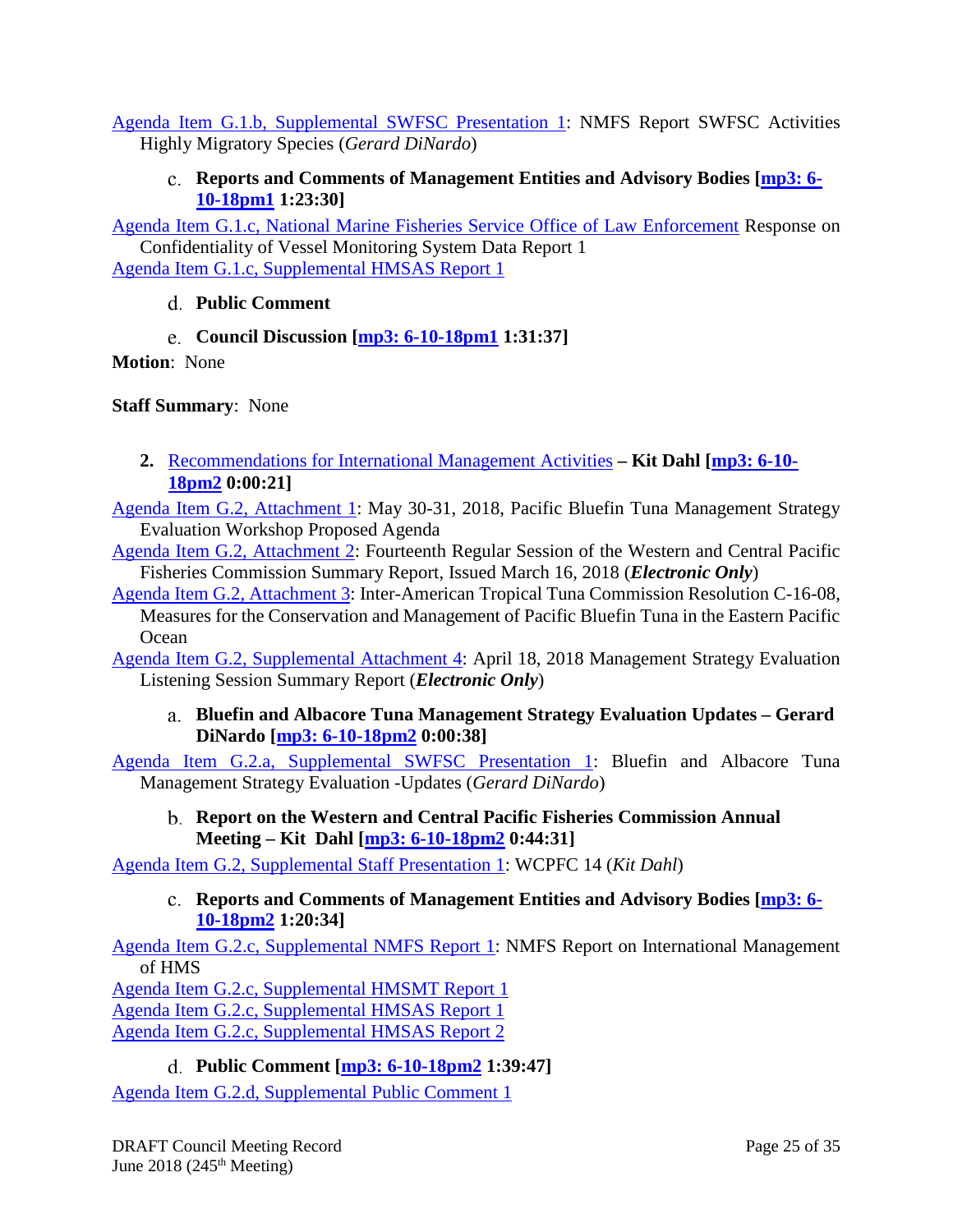Agenda Item G.1.b, Supplemental SWFSC Presentation 1: NMFS Report SWFSC Activities Highly Migratory Species (*Gerard DiNardo*)

c. **Reports and Comments of Management Entities and Advisory Bodies [mp3: 6-10-18pm1 1:23:30]**

Agenda Item G.1.c, National Marine Fisheries Service Office of Law Enforcement Response on Confidentiality of Vessel Monitoring System Data Report 1

Agenda Item G.1.c, Supplemental HMSAS Report 1

d. **Public Comment**

e. **Council Discussion [mp3: 6-10-18pm1 1:31:37]**

**Motion**: None

**Staff Summary**: None

2. Recommendations for International Management Activities **– Kit Dahl [mp3: 6-10-18pm2 0:00:21]**

Agenda Item G.2, Attachment 1: May 30-31, 2018, Pacific Bluefin Tuna Management Strategy Evaluation Workshop Proposed Agenda

Agenda Item G.2, Attachment 2: Fourteenth Regular Session of the Western and Central Pacific Fisheries Commission Summary Report, Issued March 16, 2018 (***Electronic Only***)

Agenda Item G.2, Attachment 3: Inter-American Tropical Tuna Commission Resolution C-16-08, Measures for the Conservation and Management of Pacific Bluefin Tuna in the Eastern Pacific Ocean

Agenda Item G.2, Supplemental Attachment 4: April 18, 2018 Management Strategy Evaluation Listening Session Summary Report (***Electronic Only***)

a. **Bluefin and Albacore Tuna Management Strategy Evaluation Updates – Gerard DiNardo [mp3: 6-10-18pm2 0:00:38]**

Agenda Item G.2.a, Supplemental SWFSC Presentation 1: Bluefin and Albacore Tuna Management Strategy Evaluation -Updates (*Gerard DiNardo*)

b. **Report on the Western and Central Pacific Fisheries Commission Annual Meeting – Kit Dahl [mp3: 6-10-18pm2 0:44:31]**

Agenda Item G.2, Supplemental Staff Presentation 1: WCPFC 14 (*Kit Dahl*)

c. **Reports and Comments of Management Entities and Advisory Bodies [mp3: 6-10-18pm2 1:20:34]**

Agenda Item G.2.c, Supplemental NMFS Report 1: NMFS Report on International Management of HMS

Agenda Item G.2.c, Supplemental HMSMT Report 1

Agenda Item G.2.c, Supplemental HMSAS Report 1

Agenda Item G.2.c, Supplemental HMSAS Report 2

d. **Public Comment [mp3: 6-10-18pm2 1:39:47]**

Agenda Item G.2.d, Supplemental Public Comment 1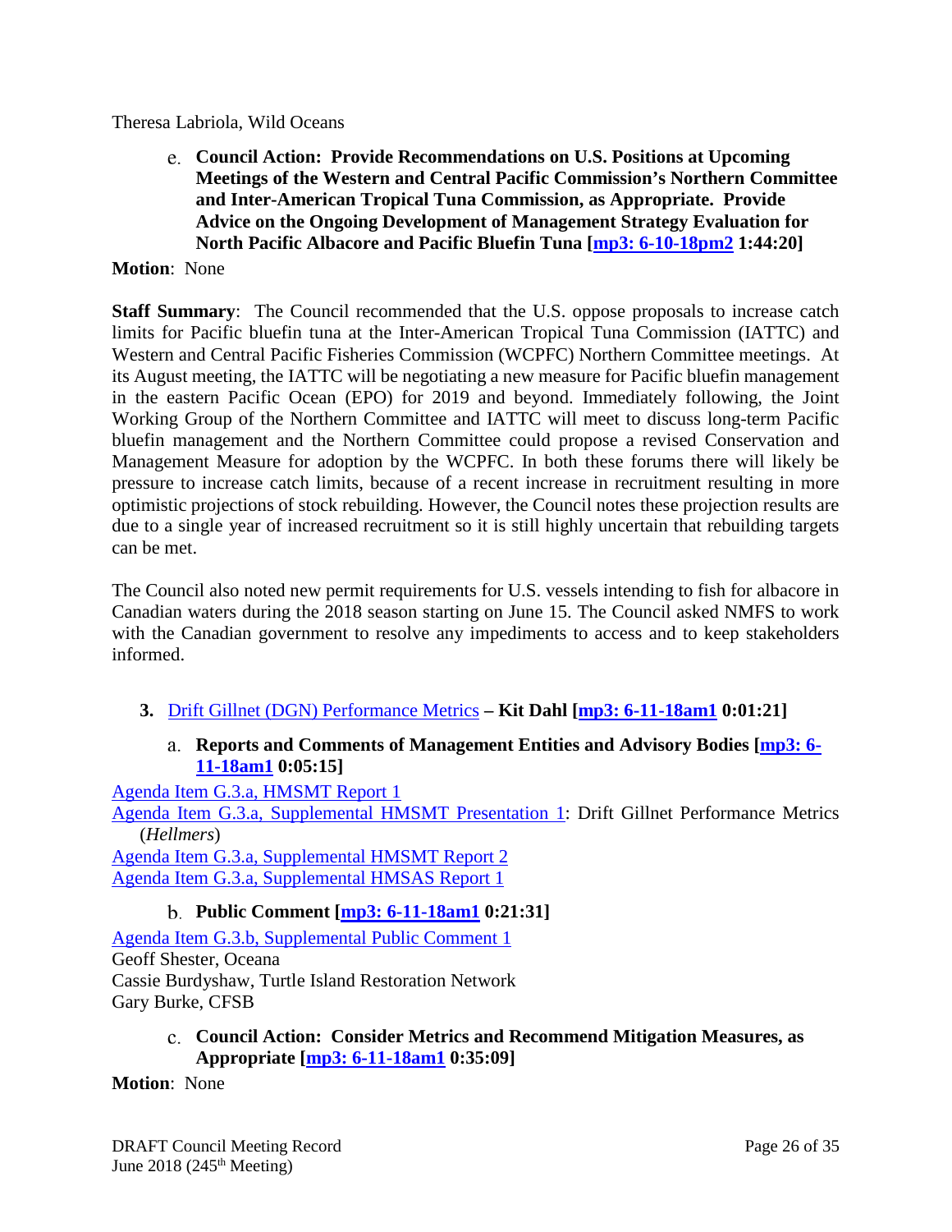Theresa Labriola, Wild Oceans

e. **Council Action: Provide Recommendations on U.S. Positions at Upcoming Meetings of the Western and Central Pacific Commission's Northern Committee and Inter-American Tropical Tuna Commission, as Appropriate. Provide Advice on the Ongoing Development of Management Strategy Evaluation for North Pacific Albacore and Pacific Bluefin Tuna [mp3: 6-10-18pm2 1:44:20]**

**Motion**: None

**Staff Summary**: The Council recommended that the U.S. oppose proposals to increase catch limits for Pacific bluefin tuna at the Inter-American Tropical Tuna Commission (IATTC) and Western and Central Pacific Fisheries Commission (WCPFC) Northern Committee meetings. At its August meeting, the IATTC will be negotiating a new measure for Pacific bluefin management in the eastern Pacific Ocean (EPO) for 2019 and beyond. Immediately following, the Joint Working Group of the Northern Committee and IATTC will meet to discuss long-term Pacific bluefin management and the Northern Committee could propose a revised Conservation and Management Measure for adoption by the WCPFC. In both these forums there will likely be pressure to increase catch limits, because of a recent increase in recruitment resulting in more optimistic projections of stock rebuilding. However, the Council notes these projection results are due to a single year of increased recruitment so it is still highly uncertain that rebuilding targets can be met.

The Council also noted new permit requirements for U.S. vessels intending to fish for albacore in Canadian waters during the 2018 season starting on June 15. The Council asked NMFS to work with the Canadian government to resolve any impediments to access and to keep stakeholders informed.

### 3. Drift Gillnet (DGN) Performance Metrics – Kit Dahl [mp3: 6-11-18am1 0:01:21]

a. **Reports and Comments of Management Entities and Advisory Bodies [mp3: 6-11-18am1 0:05:15]**

Agenda Item G.3.a, HMSMT Report 1
Agenda Item G.3.a, Supplemental HMSMT Presentation 1: Drift Gillnet Performance Metrics (*Hellmers*)
Agenda Item G.3.a, Supplemental HMSMT Report 2
Agenda Item G.3.a, Supplemental HMSAS Report 1

b. **Public Comment [mp3: 6-11-18am1 0:21:31]**

Agenda Item G.3.b, Supplemental Public Comment 1
Geoff Shester, Oceana
Cassie Burdyshaw, Turtle Island Restoration Network
Gary Burke, CFSB

c. **Council Action: Consider Metrics and Recommend Mitigation Measures, as Appropriate [mp3: 6-11-18am1 0:35:09]**

**Motion**: None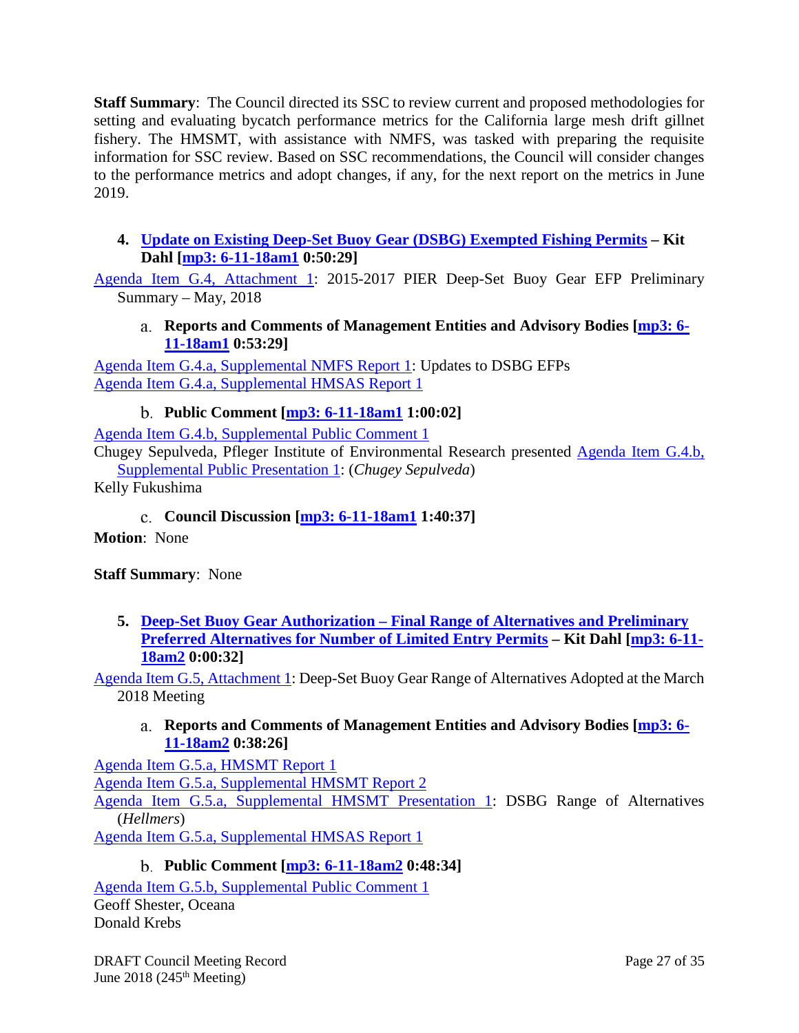**Staff Summary**: The Council directed its SSC to review current and proposed methodologies for setting and evaluating bycatch performance metrics for the California large mesh drift gillnet fishery. The HMSMT, with assistance with NMFS, was tasked with preparing the requisite information for SSC review. Based on SSC recommendations, the Council will consider changes to the performance metrics and adopt changes, if any, for the next report on the metrics in June 2019.

4. **Update on Existing Deep-Set Buoy Gear (DSBG) Exempted Fishing Permits – Kit Dahl [mp3: 6-11-18am1 0:50:29]**

Agenda Item G.4, Attachment 1: 2015-2017 PIER Deep-Set Buoy Gear EFP Preliminary Summary – May, 2018

a. **Reports and Comments of Management Entities and Advisory Bodies [mp3: 6-11-18am1 0:53:29]**

Agenda Item G.4.a, Supplemental NMFS Report 1: Updates to DSBG EFPs
Agenda Item G.4.a, Supplemental HMSAS Report 1

b. **Public Comment [mp3: 6-11-18am1 1:00:02]**

Agenda Item G.4.b, Supplemental Public Comment 1
Chugey Sepulveda, Pfleger Institute of Environmental Research presented Agenda Item G.4.b, Supplemental Public Presentation 1: (*Chugey Sepulveda*)
Kelly Fukushima

c. **Council Discussion [mp3: 6-11-18am1 1:40:37]**

**Motion**: None

**Staff Summary**: None

5. **Deep-Set Buoy Gear Authorization – Final Range of Alternatives and Preliminary Preferred Alternatives for Number of Limited Entry Permits – Kit Dahl [mp3: 6-11-18am2 0:00:32]**

Agenda Item G.5, Attachment 1: Deep-Set Buoy Gear Range of Alternatives Adopted at the March 2018 Meeting

a. **Reports and Comments of Management Entities and Advisory Bodies [mp3: 6-11-18am2 0:38:26]**

Agenda Item G.5.a, HMSMT Report 1
Agenda Item G.5.a, Supplemental HMSMT Report 2
Agenda Item G.5.a, Supplemental HMSMT Presentation 1: DSBG Range of Alternatives (*Hellmers*)
Agenda Item G.5.a, Supplemental HMSAS Report 1

b. **Public Comment [mp3: 6-11-18am2 0:48:34]**

Agenda Item G.5.b, Supplemental Public Comment 1
Geoff Shester, Oceana
Donald Krebs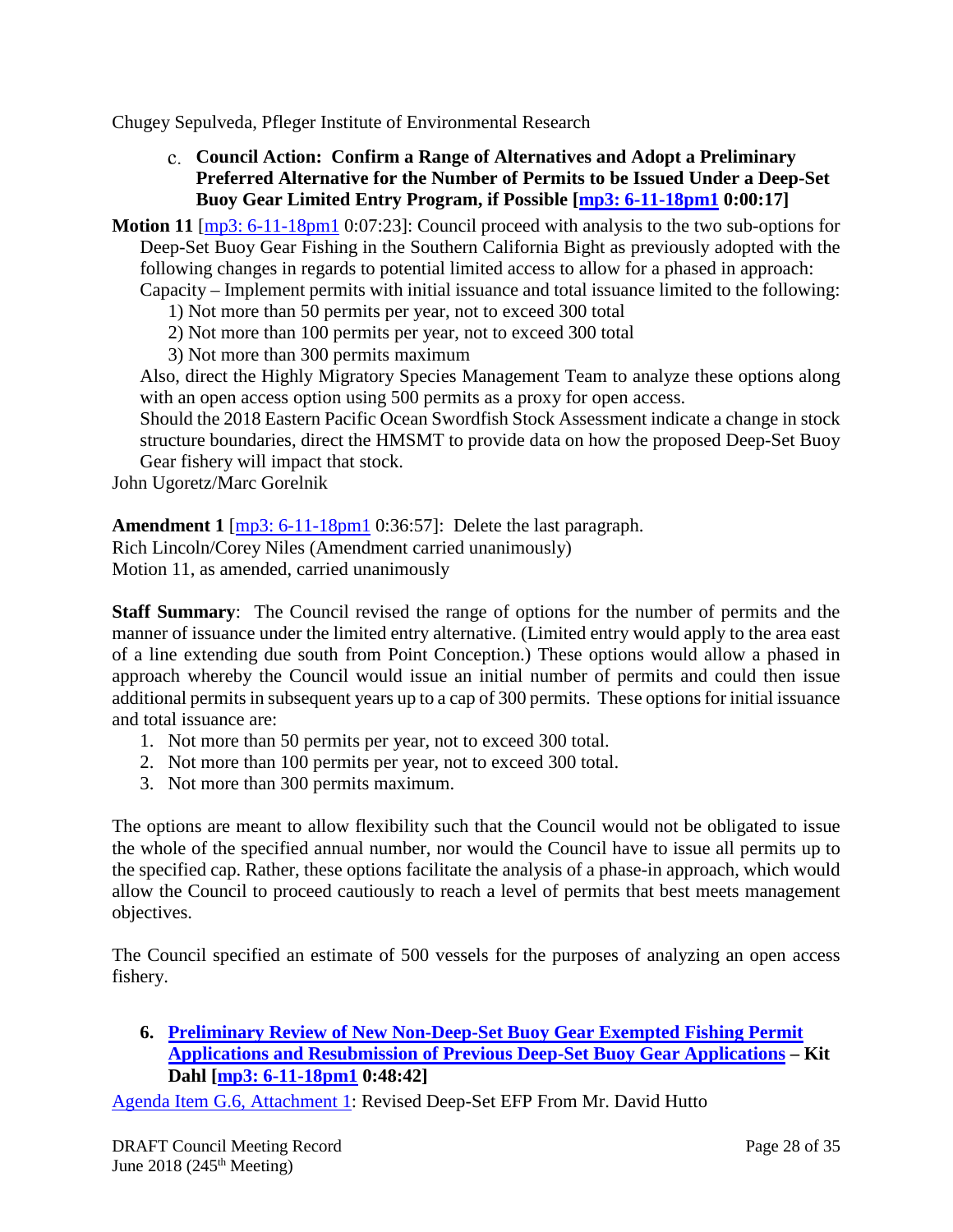Chugey Sepulveda, Pfleger Institute of Environmental Research

c. **Council Action: Confirm a Range of Alternatives and Adopt a Preliminary Preferred Alternative for the Number of Permits to be Issued Under a Deep-Set Buoy Gear Limited Entry Program, if Possible [mp3: 6-11-18pm1 0:00:17]**

**Motion 11** [mp3: 6-11-18pm1 0:07:23]: Council proceed with analysis to the two sub-options for Deep-Set Buoy Gear Fishing in the Southern California Bight as previously adopted with the following changes in regards to potential limited access to allow for a phased in approach:

Capacity – Implement permits with initial issuance and total issuance limited to the following:

1) Not more than 50 permits per year, not to exceed 300 total
2) Not more than 100 permits per year, not to exceed 300 total
3) Not more than 300 permits maximum

Also, direct the Highly Migratory Species Management Team to analyze these options along with an open access option using 500 permits as a proxy for open access.

Should the 2018 Eastern Pacific Ocean Swordfish Stock Assessment indicate a change in stock structure boundaries, direct the HMSMT to provide data on how the proposed Deep-Set Buoy Gear fishery will impact that stock.

John Ugoretz/Marc Gorelnik

**Amendment 1** [mp3: 6-11-18pm1 0:36:57]: Delete the last paragraph.
Rich Lincoln/Corey Niles (Amendment carried unanimously)
Motion 11, as amended, carried unanimously

**Staff Summary**: The Council revised the range of options for the number of permits and the manner of issuance under the limited entry alternative. (Limited entry would apply to the area east of a line extending due south from Point Conception.) These options would allow a phased in approach whereby the Council would issue an initial number of permits and could then issue additional permits in subsequent years up to a cap of 300 permits. These options for initial issuance and total issuance are:

1. Not more than 50 permits per year, not to exceed 300 total.
2. Not more than 100 permits per year, not to exceed 300 total.
3. Not more than 300 permits maximum.

The options are meant to allow flexibility such that the Council would not be obligated to issue the whole of the specified annual number, nor would the Council have to issue all permits up to the specified cap. Rather, these options facilitate the analysis of a phase-in approach, which would allow the Council to proceed cautiously to reach a level of permits that best meets management objectives.

The Council specified an estimate of 500 vessels for the purposes of analyzing an open access fishery.

### 6. Preliminary Review of New Non-Deep-Set Buoy Gear Exempted Fishing Permit Applications and Resubmission of Previous Deep-Set Buoy Gear Applications – Kit Dahl [mp3: 6-11-18pm1 0:48:42]

Agenda Item G.6, Attachment 1: Revised Deep-Set EFP From Mr. David Hutto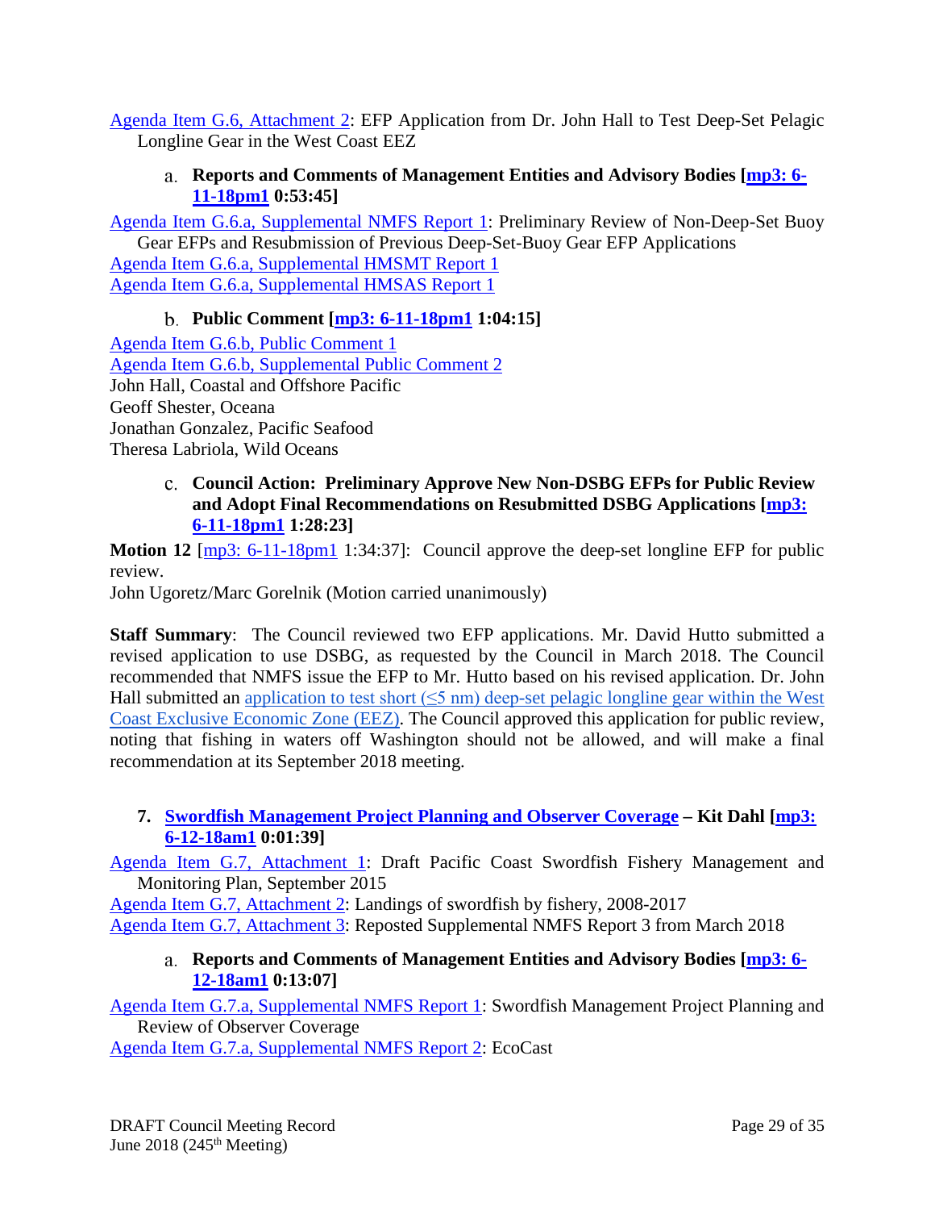Agenda Item G.6, Attachment 2: EFP Application from Dr. John Hall to Test Deep-Set Pelagic Longline Gear in the West Coast EEZ

a. **Reports and Comments of Management Entities and Advisory Bodies [mp3: 6-11-18pm1 0:53:45]**

Agenda Item G.6.a, Supplemental NMFS Report 1: Preliminary Review of Non-Deep-Set Buoy Gear EFPs and Resubmission of Previous Deep-Set-Buoy Gear EFP Applications
Agenda Item G.6.a, Supplemental HMSMT Report 1
Agenda Item G.6.a, Supplemental HMSAS Report 1

b. **Public Comment [mp3: 6-11-18pm1 1:04:15]**

Agenda Item G.6.b, Public Comment 1
Agenda Item G.6.b, Supplemental Public Comment 2
John Hall, Coastal and Offshore Pacific
Geoff Shester, Oceana
Jonathan Gonzalez, Pacific Seafood
Theresa Labriola, Wild Oceans

c. **Council Action: Preliminary Approve New Non-DSBG EFPs for Public Review and Adopt Final Recommendations on Resubmitted DSBG Applications [mp3: 6-11-18pm1 1:28:23]**

**Motion 12** [mp3: 6-11-18pm1 1:34:37]: Council approve the deep-set longline EFP for public review.
John Ugoretz/Marc Gorelnik (Motion carried unanimously)

**Staff Summary**: The Council reviewed two EFP applications. Mr. David Hutto submitted a revised application to use DSBG, as requested by the Council in March 2018. The Council recommended that NMFS issue the EFP to Mr. Hutto based on his revised application. Dr. John Hall submitted an application to test short (≤5 nm) deep-set pelagic longline gear within the West Coast Exclusive Economic Zone (EEZ). The Council approved this application for public review, noting that fishing in waters off Washington should not be allowed, and will make a final recommendation at its September 2018 meeting.

### 7. Swordfish Management Project Planning and Observer Coverage – Kit Dahl [mp3: 6-12-18am1 0:01:39]

Agenda Item G.7, Attachment 1: Draft Pacific Coast Swordfish Fishery Management and Monitoring Plan, September 2015
Agenda Item G.7, Attachment 2: Landings of swordfish by fishery, 2008-2017
Agenda Item G.7, Attachment 3: Reposted Supplemental NMFS Report 3 from March 2018

a. **Reports and Comments of Management Entities and Advisory Bodies [mp3: 6-12-18am1 0:13:07]**

Agenda Item G.7.a, Supplemental NMFS Report 1: Swordfish Management Project Planning and Review of Observer Coverage
Agenda Item G.7.a, Supplemental NMFS Report 2: EcoCast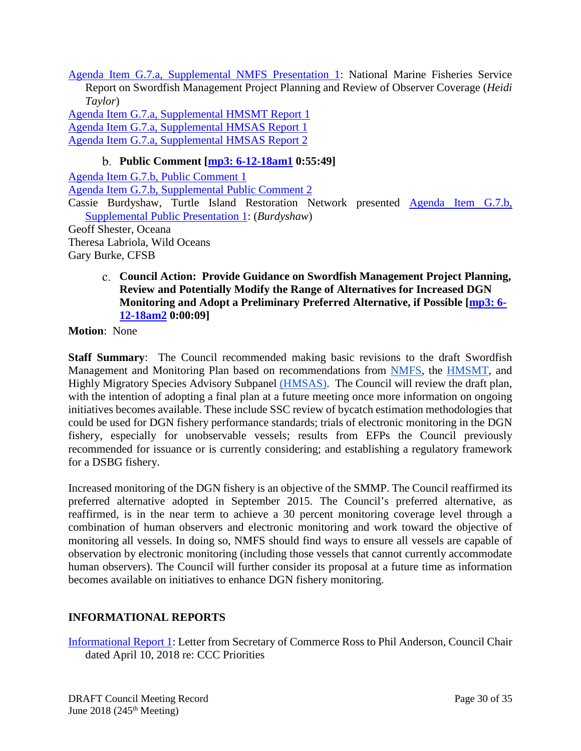Agenda Item G.7.a, Supplemental NMFS Presentation 1: National Marine Fisheries Service Report on Swordfish Management Project Planning and Review of Observer Coverage (*Heidi Taylor*)
Agenda Item G.7.a, Supplemental HMSMT Report 1
Agenda Item G.7.a, Supplemental HMSAS Report 1
Agenda Item G.7.a, Supplemental HMSAS Report 2

b. **Public Comment [mp3: 6-12-18am1 0:55:49]**

Agenda Item G.7.b, Public Comment 1
Agenda Item G.7.b, Supplemental Public Comment 2
Cassie Burdyshaw, Turtle Island Restoration Network presented Agenda Item G.7.b, Supplemental Public Presentation 1: (*Burdyshaw*)
Geoff Shester, Oceana
Theresa Labriola, Wild Oceans
Gary Burke, CFSB

c. **Council Action: Provide Guidance on Swordfish Management Project Planning, Review and Potentially Modify the Range of Alternatives for Increased DGN Monitoring and Adopt a Preliminary Preferred Alternative, if Possible [mp3: 6-12-18am2 0:00:09]**

**Motion**: None

**Staff Summary**: The Council recommended making basic revisions to the draft Swordfish Management and Monitoring Plan based on recommendations from NMFS, the HMSMT, and Highly Migratory Species Advisory Subpanel (HMSAS). The Council will review the draft plan, with the intention of adopting a final plan at a future meeting once more information on ongoing initiatives becomes available. These include SSC review of bycatch estimation methodologies that could be used for DGN fishery performance standards; trials of electronic monitoring in the DGN fishery, especially for unobservable vessels; results from EFPs the Council previously recommended for issuance or is currently considering; and establishing a regulatory framework for a DSBG fishery.

Increased monitoring of the DGN fishery is an objective of the SMMP. The Council reaffirmed its preferred alternative adopted in September 2015. The Council's preferred alternative, as reaffirmed, is in the near term to achieve a 30 percent monitoring coverage level through a combination of human observers and electronic monitoring and work toward the objective of monitoring all vessels. In doing so, NMFS should find ways to ensure all vessels are capable of observation by electronic monitoring (including those vessels that cannot currently accommodate human observers). The Council will further consider its proposal at a future time as information becomes available on initiatives to enhance DGN fishery monitoring.

## INFORMATIONAL REPORTS

Informational Report 1: Letter from Secretary of Commerce Ross to Phil Anderson, Council Chair dated April 10, 2018 re: CCC Priorities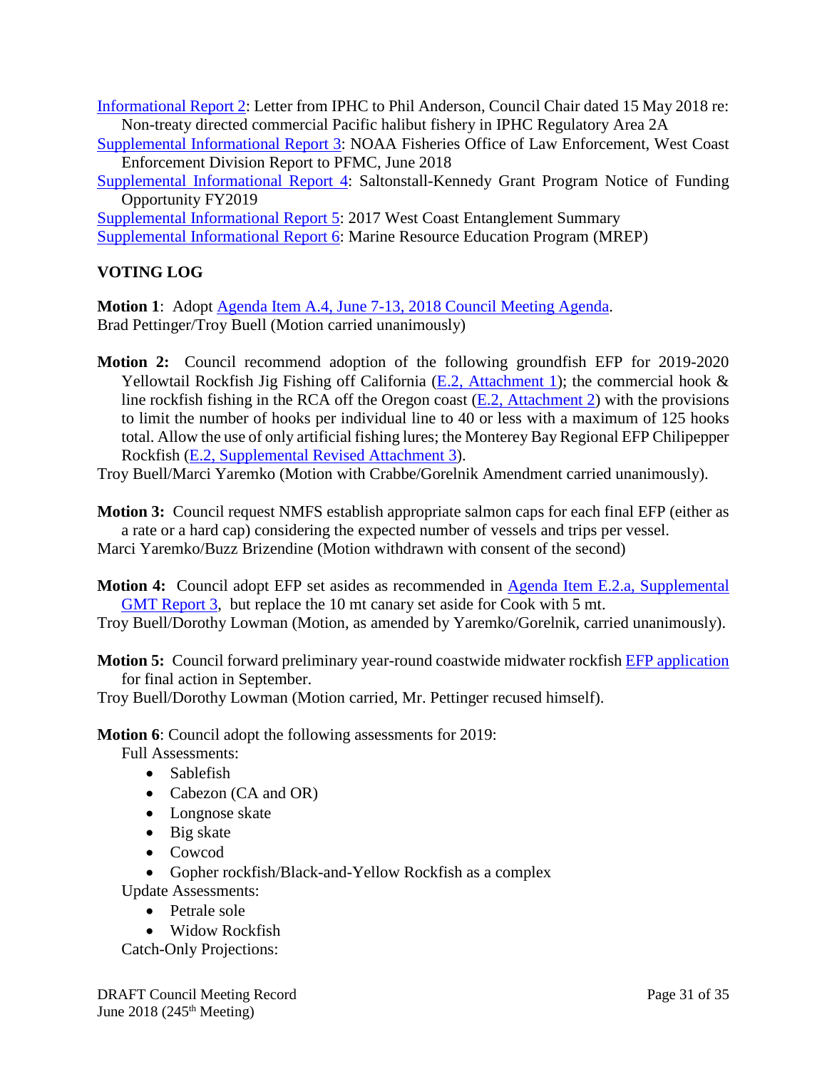Informational Report 2: Letter from IPHC to Phil Anderson, Council Chair dated 15 May 2018 re: Non-treaty directed commercial Pacific halibut fishery in IPHC Regulatory Area 2A

Supplemental Informational Report 3: NOAA Fisheries Office of Law Enforcement, West Coast Enforcement Division Report to PFMC, June 2018

Supplemental Informational Report 4: Saltonstall-Kennedy Grant Program Notice of Funding Opportunity FY2019

Supplemental Informational Report 5: 2017 West Coast Entanglement Summary

Supplemental Informational Report 6: Marine Resource Education Program (MREP)

## VOTING LOG

**Motion 1**: Adopt Agenda Item A.4, June 7-13, 2018 Council Meeting Agenda.
Brad Pettinger/Troy Buell (Motion carried unanimously)

**Motion 2:** Council recommend adoption of the following groundfish EFP for 2019-2020 Yellowtail Rockfish Jig Fishing off California (E.2, Attachment 1); the commercial hook & line rockfish fishing in the RCA off the Oregon coast (E.2, Attachment 2) with the provisions to limit the number of hooks per individual line to 40 or less with a maximum of 125 hooks total. Allow the use of only artificial fishing lures; the Monterey Bay Regional EFP Chilipepper Rockfish (E.2, Supplemental Revised Attachment 3).
Troy Buell/Marci Yaremko (Motion with Crabbe/Gorelnik Amendment carried unanimously).

**Motion 3:** Council request NMFS establish appropriate salmon caps for each final EFP (either as a rate or a hard cap) considering the expected number of vessels and trips per vessel.
Marci Yaremko/Buzz Brizendine (Motion withdrawn with consent of the second)

**Motion 4:** Council adopt EFP set asides as recommended in Agenda Item E.2.a, Supplemental GMT Report 3, but replace the 10 mt canary set aside for Cook with 5 mt.
Troy Buell/Dorothy Lowman (Motion, as amended by Yaremko/Gorelnik, carried unanimously).

**Motion 5:** Council forward preliminary year-round coastwide midwater rockfish EFP application for final action in September.
Troy Buell/Dorothy Lowman (Motion carried, Mr. Pettinger recused himself).

**Motion 6**: Council adopt the following assessments for 2019:

Full Assessments:

- Sablefish
- Cabezon (CA and OR)
- Longnose skate
- Big skate
- Cowcod
- Gopher rockfish/Black-and-Yellow Rockfish as a complex

Update Assessments:

- Petrale sole
- Widow Rockfish

Catch-Only Projections: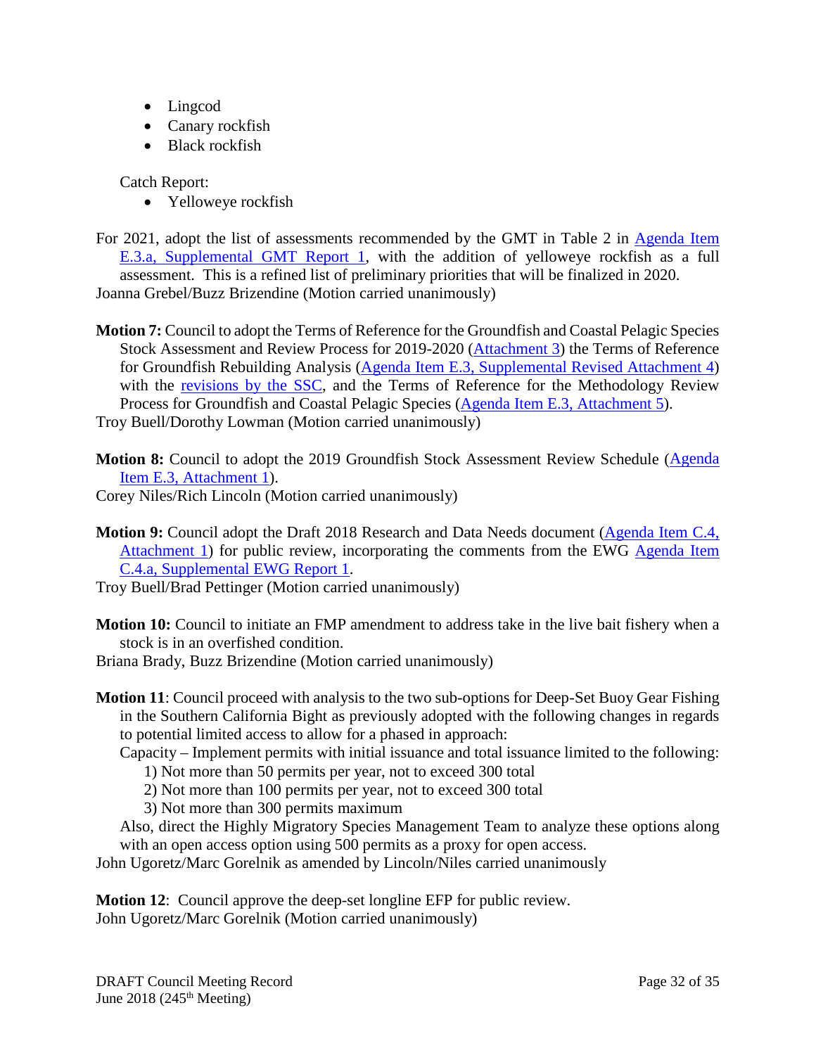- Lingcod
- Canary rockfish
- Black rockfish

Catch Report:

- Yelloweye rockfish

For 2021, adopt the list of assessments recommended by the GMT in Table 2 in Agenda Item E.3.a, Supplemental GMT Report 1, with the addition of yelloweye rockfish as a full assessment. This is a refined list of preliminary priorities that will be finalized in 2020.
Joanna Grebel/Buzz Brizendine (Motion carried unanimously)

**Motion 7:** Council to adopt the Terms of Reference for the Groundfish and Coastal Pelagic Species Stock Assessment and Review Process for 2019-2020 (Attachment 3) the Terms of Reference for Groundfish Rebuilding Analysis (Agenda Item E.3, Supplemental Revised Attachment 4) with the revisions by the SSC, and the Terms of Reference for the Methodology Review Process for Groundfish and Coastal Pelagic Species (Agenda Item E.3, Attachment 5).
Troy Buell/Dorothy Lowman (Motion carried unanimously)

**Motion 8:** Council to adopt the 2019 Groundfish Stock Assessment Review Schedule (Agenda Item E.3, Attachment 1).
Corey Niles/Rich Lincoln (Motion carried unanimously)

**Motion 9:** Council adopt the Draft 2018 Research and Data Needs document (Agenda Item C.4, Attachment 1) for public review, incorporating the comments from the EWG Agenda Item C.4.a, Supplemental EWG Report 1.
Troy Buell/Brad Pettinger (Motion carried unanimously)

**Motion 10:** Council to initiate an FMP amendment to address take in the live bait fishery when a stock is in an overfished condition.
Briana Brady, Buzz Brizendine (Motion carried unanimously)

**Motion 11**: Council proceed with analysis to the two sub-options for Deep-Set Buoy Gear Fishing in the Southern California Bight as previously adopted with the following changes in regards to potential limited access to allow for a phased in approach:

Capacity – Implement permits with initial issuance and total issuance limited to the following:

1) Not more than 50 permits per year, not to exceed 300 total
2) Not more than 100 permits per year, not to exceed 300 total
3) Not more than 300 permits maximum

Also, direct the Highly Migratory Species Management Team to analyze these options along with an open access option using 500 permits as a proxy for open access.
John Ugoretz/Marc Gorelnik as amended by Lincoln/Niles carried unanimously

**Motion 12**: Council approve the deep-set longline EFP for public review.
John Ugoretz/Marc Gorelnik (Motion carried unanimously)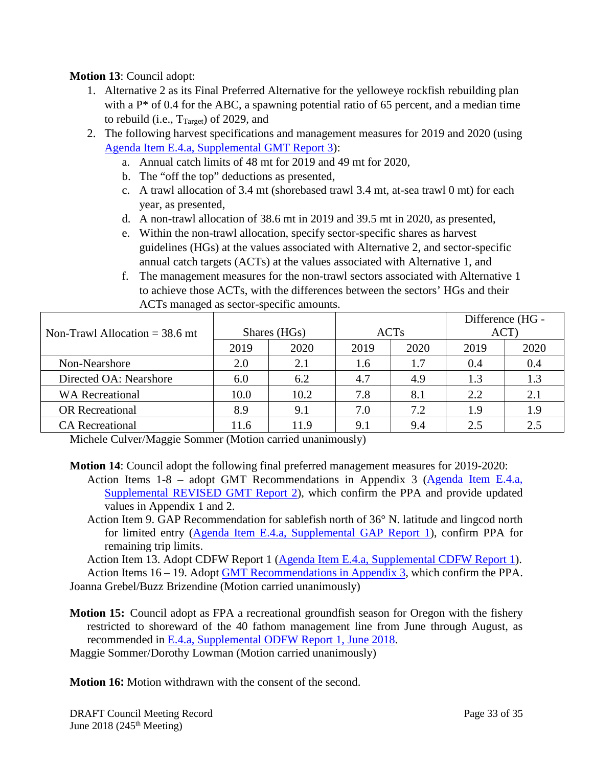**Motion 13**: Council adopt:

1. Alternative 2 as its Final Preferred Alternative for the yelloweye rockfish rebuilding plan with a P* of 0.4 for the ABC, a spawning potential ratio of 65 percent, and a median time to rebuild (i.e., $T_{Target}$) of 2029, and
2. The following harvest specifications and management measures for 2019 and 2020 (using Agenda Item E.4.a, Supplemental GMT Report 3):
   a. Annual catch limits of 48 mt for 2019 and 49 mt for 2020,
   b. The “off the top” deductions as presented,
   c. A trawl allocation of 3.4 mt (shorebased trawl 3.4 mt, at-sea trawl 0 mt) for each year, as presented,
   d. A non-trawl allocation of 38.6 mt in 2019 and 39.5 mt in 2020, as presented,
   e. Within the non-trawl allocation, specify sector-specific shares as harvest guidelines (HGs) at the values associated with Alternative 2, and sector-specific annual catch targets (ACTs) at the values associated with Alternative 1, and
   f. The management measures for the non-trawl sectors associated with Alternative 1 to achieve those ACTs, with the differences between the sectors’ HGs and their ACTs managed as sector-specific amounts.

| Non-Trawl Allocation = 38.6 mt | Shares (HGs) | | ACTs | | Difference (HG - ACT) | |
|---|---|---|---|---|---|---|
| | 2019 | 2020 | 2019 | 2020 | 2019 | 2020 |
| Non-Nearshore | 2.0 | 2.1 | 1.6 | 1.7 | 0.4 | 0.4 |
| Directed OA: Nearshore | 6.0 | 6.2 | 4.7 | 4.9 | 1.3 | 1.3 |
| WA Recreational | 10.0 | 10.2 | 7.8 | 8.1 | 2.2 | 2.1 |
| OR Recreational | 8.9 | 9.1 | 7.0 | 7.2 | 1.9 | 1.9 |
| CA Recreational | 11.6 | 11.9 | 9.1 | 9.4 | 2.5 | 2.5 |

Michele Culver/Maggie Sommer (Motion carried unanimously)

**Motion 14**: Council adopt the following final preferred management measures for 2019-2020:

Action Items 1-8 – adopt GMT Recommendations in Appendix 3 (Agenda Item E.4.a, Supplemental REVISED GMT Report 2), which confirm the PPA and provide updated values in Appendix 1 and 2.

Action Item 9. GAP Recommendation for sablefish north of 36° N. latitude and lingcod north for limited entry (Agenda Item E.4.a, Supplemental GAP Report 1), confirm PPA for remaining trip limits.

Action Item 13. Adopt CDFW Report 1 (Agenda Item E.4.a, Supplemental CDFW Report 1).

Action Items 16 – 19. Adopt GMT Recommendations in Appendix 3, which confirm the PPA.

Joanna Grebel/Buzz Brizendine (Motion carried unanimously)

**Motion 15:** Council adopt as FPA a recreational groundfish season for Oregon with the fishery restricted to shoreward of the 40 fathom management line from June through August, as recommended in E.4.a, Supplemental ODFW Report 1, June 2018.

Maggie Sommer/Dorothy Lowman (Motion carried unanimously)

**Motion 16:** Motion withdrawn with the consent of the second.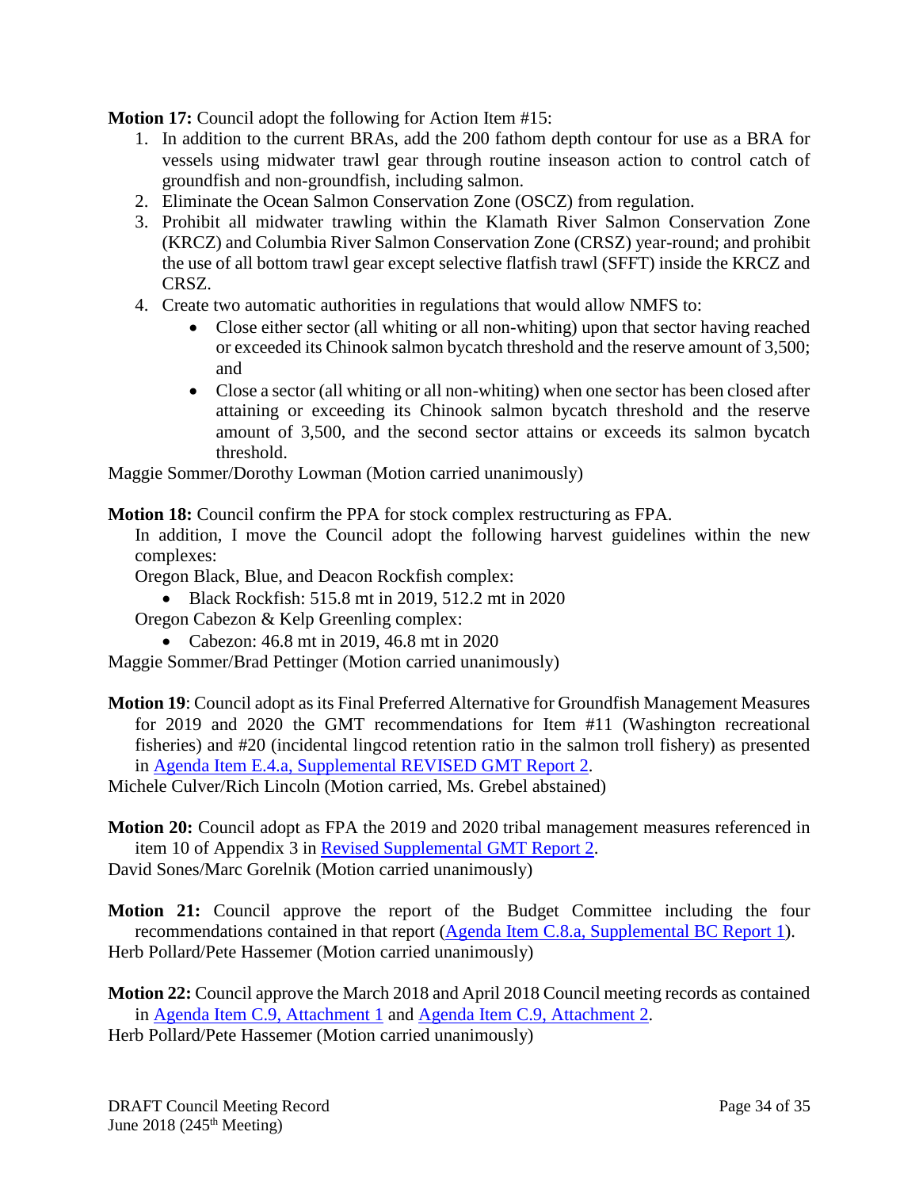**Motion 17:** Council adopt the following for Action Item #15:

1. In addition to the current BRAs, add the 200 fathom depth contour for use as a BRA for vessels using midwater trawl gear through routine inseason action to control catch of groundfish and non-groundfish, including salmon.
2. Eliminate the Ocean Salmon Conservation Zone (OSCZ) from regulation.
3. Prohibit all midwater trawling within the Klamath River Salmon Conservation Zone (KRCZ) and Columbia River Salmon Conservation Zone (CRSZ) year-round; and prohibit the use of all bottom trawl gear except selective flatfish trawl (SFFT) inside the KRCZ and CRSZ.
4. Create two automatic authorities in regulations that would allow NMFS to:
   - Close either sector (all whiting or all non-whiting) upon that sector having reached or exceeded its Chinook salmon bycatch threshold and the reserve amount of 3,500; and
   - Close a sector (all whiting or all non-whiting) when one sector has been closed after attaining or exceeding its Chinook salmon bycatch threshold and the reserve amount of 3,500, and the second sector attains or exceeds its salmon bycatch threshold.

Maggie Sommer/Dorothy Lowman (Motion carried unanimously)

**Motion 18:** Council confirm the PPA for stock complex restructuring as FPA.

In addition, I move the Council adopt the following harvest guidelines within the new complexes:

Oregon Black, Blue, and Deacon Rockfish complex:

- Black Rockfish: 515.8 mt in 2019, 512.2 mt in 2020

Oregon Cabezon & Kelp Greenling complex:

- Cabezon: 46.8 mt in 2019, 46.8 mt in 2020

Maggie Sommer/Brad Pettinger (Motion carried unanimously)

**Motion 19**: Council adopt as its Final Preferred Alternative for Groundfish Management Measures for 2019 and 2020 the GMT recommendations for Item #11 (Washington recreational fisheries) and #20 (incidental lingcod retention ratio in the salmon troll fishery) as presented in Agenda Item E.4.a, Supplemental REVISED GMT Report 2.

Michele Culver/Rich Lincoln (Motion carried, Ms. Grebel abstained)

**Motion 20:** Council adopt as FPA the 2019 and 2020 tribal management measures referenced in item 10 of Appendix 3 in Revised Supplemental GMT Report 2.

David Sones/Marc Gorelnik (Motion carried unanimously)

**Motion 21:** Council approve the report of the Budget Committee including the four recommendations contained in that report (Agenda Item C.8.a, Supplemental BC Report 1).

Herb Pollard/Pete Hassemer (Motion carried unanimously)

**Motion 22:** Council approve the March 2018 and April 2018 Council meeting records as contained in Agenda Item C.9, Attachment 1 and Agenda Item C.9, Attachment 2.

Herb Pollard/Pete Hassemer (Motion carried unanimously)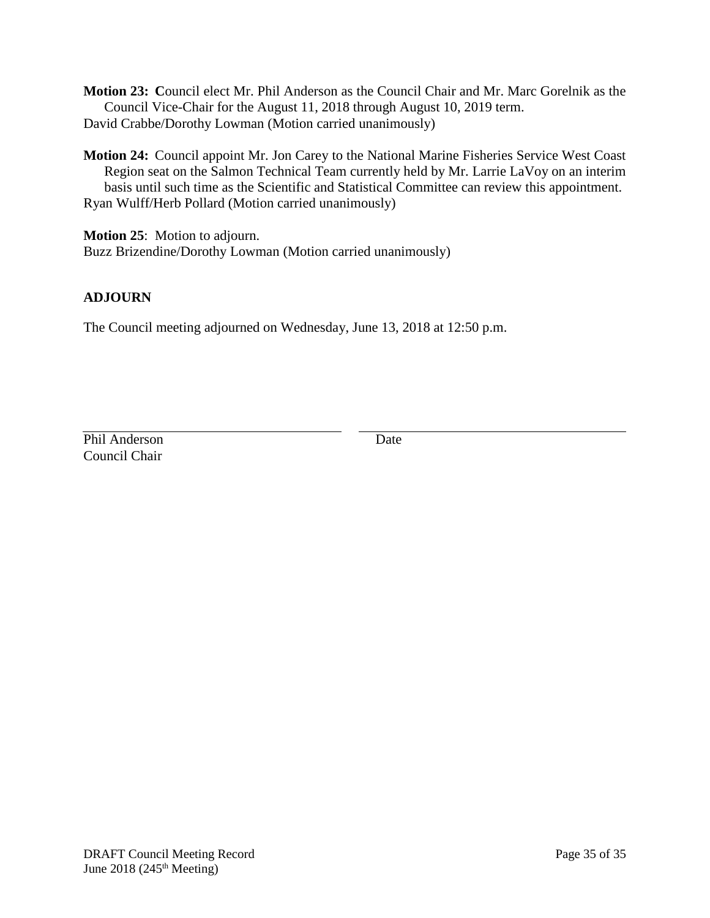**Motion 23:** Council elect Mr. Phil Anderson as the Council Chair and Mr. Marc Gorelnik as the Council Vice-Chair for the August 11, 2018 through August 10, 2019 term.
David Crabbe/Dorothy Lowman (Motion carried unanimously)

**Motion 24:** Council appoint Mr. Jon Carey to the National Marine Fisheries Service West Coast Region seat on the Salmon Technical Team currently held by Mr. Larrie LaVoy on an interim basis until such time as the Scientific and Statistical Committee can review this appointment.
Ryan Wulff/Herb Pollard (Motion carried unanimously)

**Motion 25**: Motion to adjourn.
Buzz Brizendine/Dorothy Lowman (Motion carried unanimously)

## ADJOURN

The Council meeting adjourned on Wednesday, June 13, 2018 at 12:50 p.m.

Phil Anderson
Council Chair

Date